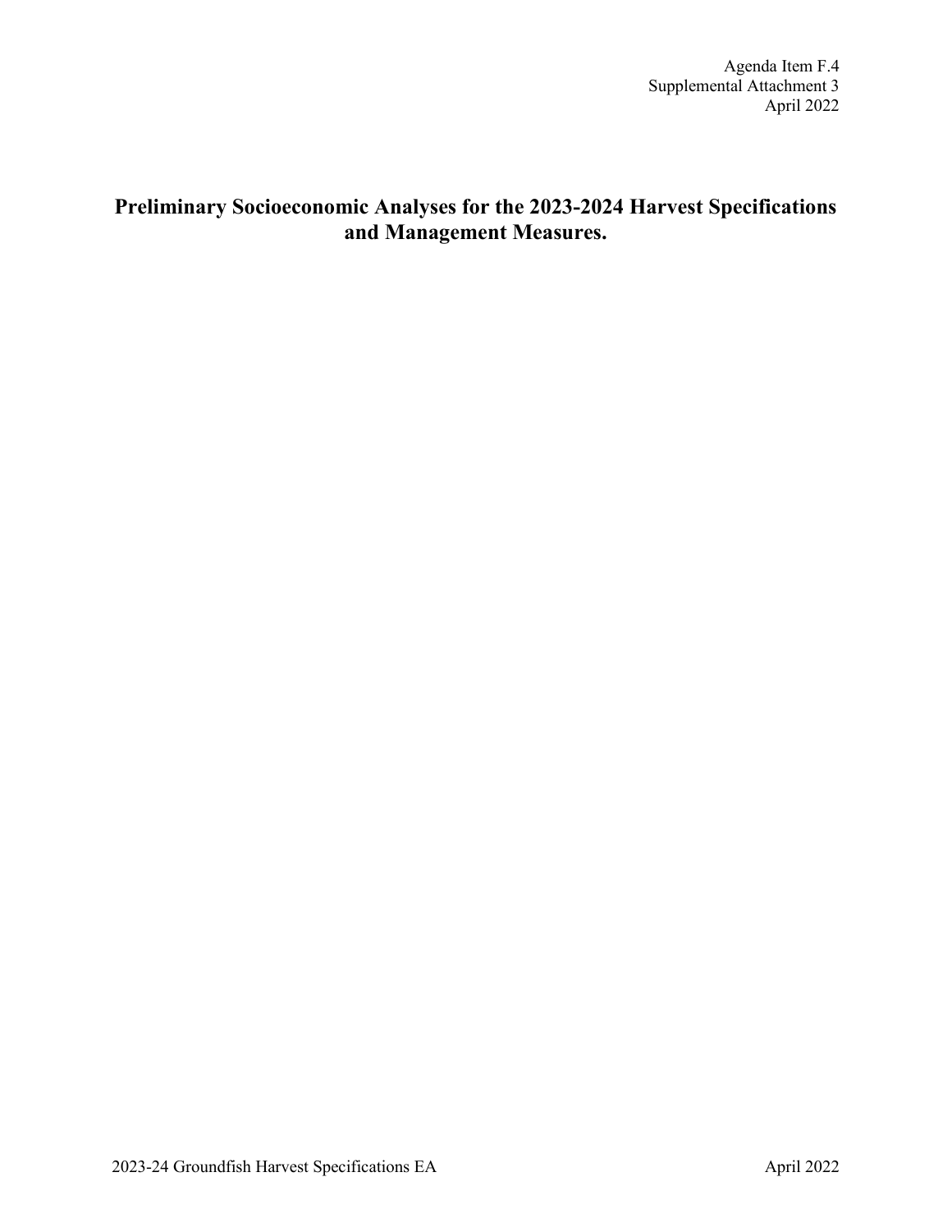Agenda Item F.4
Supplemental Attachment 3
April 2022

# Preliminary Socioeconomic Analyses for the 2023-2024 Harvest Specifications and Management Measures.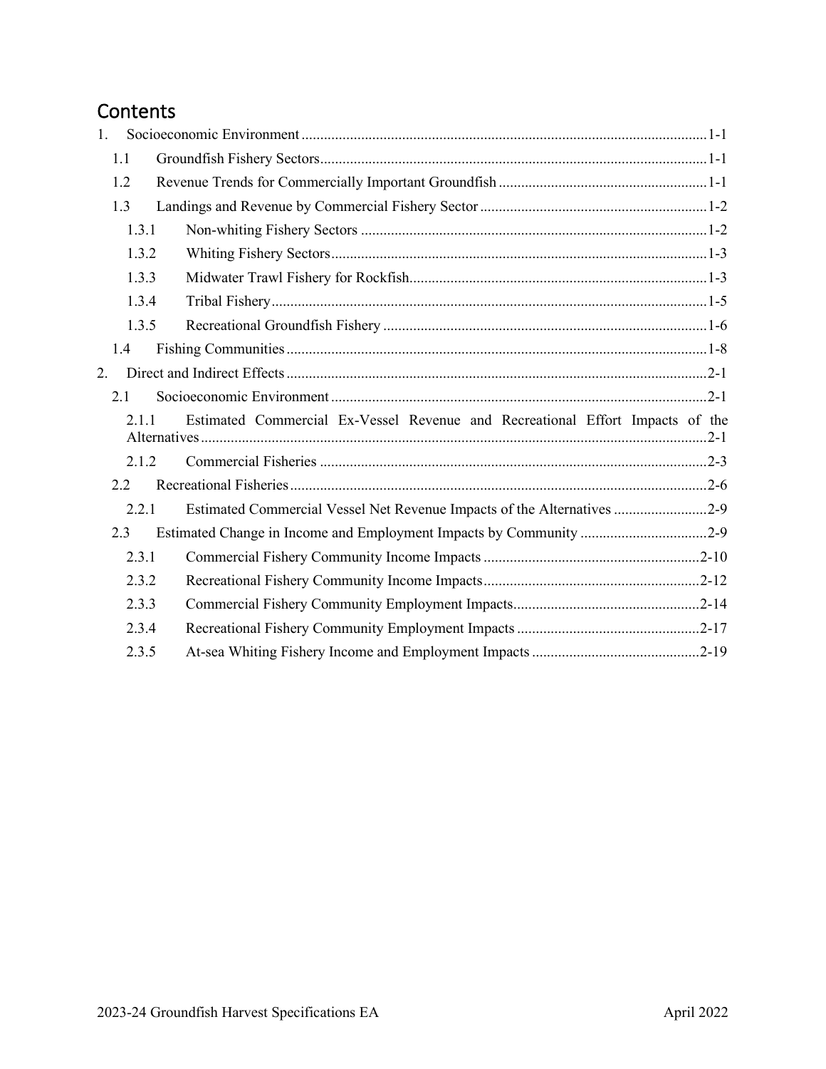# Contents

1. Socioeconomic Environment ....................................................................................................1-1
   - 1.1 Groundfish Fishery Sectors....................................................................................................1-1
   - 1.2 Revenue Trends for Commercially Important Groundfish ....................................................1-1
   - 1.3 Landings and Revenue by Commercial Fishery Sector ........................................................1-2
     - 1.3.1 Non-whiting Fishery Sectors ........................................................................................1-2
     - 1.3.2 Whiting Fishery Sectors................................................................................................1-3
     - 1.3.3 Midwater Trawl Fishery for Rockfish............................................................................1-3
     - 1.3.4 Tribal Fishery................................................................................................................1-5
     - 1.3.5 Recreational Groundfish Fishery ..................................................................................1-6
   - 1.4 Fishing Communities.............................................................................................................1-8
2. Direct and Indirect Effects .............................................................................................................2-1
   - 2.1 Socioeconomic Environment ................................................................................................2-1
     - 2.1.1 Estimated Commercial Ex-Vessel Revenue and Recreational Effort Impacts of the Alternatives ..................................................................................................................2-1
     - 2.1.2 Commercial Fisheries ...................................................................................................2-3
   - 2.2 Recreational Fisheries............................................................................................................2-6
     - 2.2.1 Estimated Commercial Vessel Net Revenue Impacts of the Alternatives .....................2-9
   - 2.3 Estimated Change in Income and Employment Impacts by Community ..............................2-9
     - 2.3.1 Commercial Fishery Community Income Impacts ......................................................2-10
     - 2.3.2 Recreational Fishery Community Income Impacts......................................................2-12
     - 2.3.3 Commercial Fishery Community Employment Impacts..............................................2-14
     - 2.3.4 Recreational Fishery Community Employment Impacts ............................................2-17
     - 2.3.5 At-sea Whiting Fishery Income and Employment Impacts .........................................2-19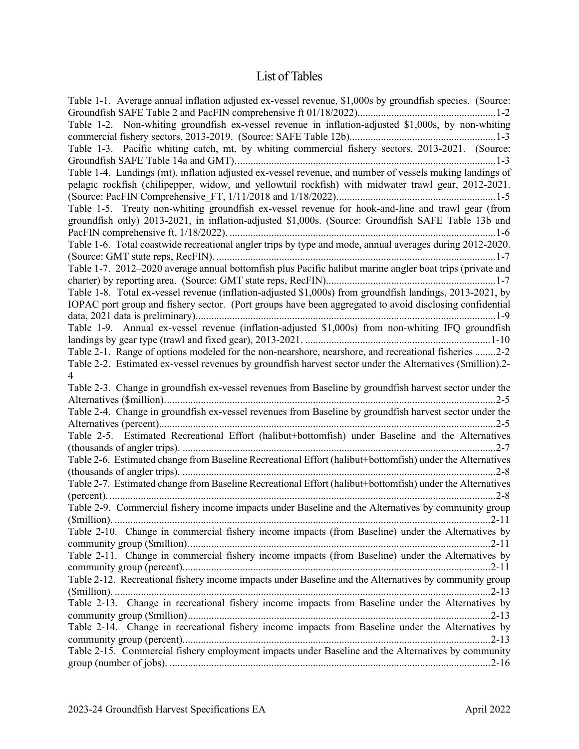# List of Tables

Table 1-1. Average annual inflation adjusted ex-vessel revenue, $1,000s by groundfish species. (Source: Groundfish SAFE Table 2 and PacFIN comprehensive ft 01/18/2022)....................................................1-2

Table 1-2. Non-whiting groundfish ex-vessel revenue in inflation-adjusted $1,000s, by non-whiting commercial fishery sectors, 2013-2019. (Source: SAFE Table 12b).......................................................1-3

Table 1-3. Pacific whiting catch, mt, by whiting commercial fishery sectors, 2013-2021. (Source: Groundfish SAFE Table 14a and GMT)..................................................................................................1-3

Table 1-4. Landings (mt), inflation adjusted ex-vessel revenue, and number of vessels making landings of pelagic rockfish (chilipepper, widow, and yellowtail rockfish) with midwater trawl gear, 2012-2021. (Source: PacFIN Comprehensive_FT, 1/11/2018 and 1/18/2022)............................................................1-5

Table 1-5. Treaty non-whiting groundfish ex-vessel revenue for hook-and-line and trawl gear (from groundfish only) 2013-2021, in inflation-adjusted $1,000s. (Source: Groundfish SAFE Table 13b and PacFIN comprehensive ft, 1/18/2022). .....................................................................................................1-6

Table 1-6. Total coastwide recreational angler trips by type and mode, annual averages during 2012-2020. (Source: GMT state reps, RecFIN). ..........................................................................................................1-7

Table 1-7. 2012–2020 average annual bottomfish plus Pacific halibut marine angler boat trips (private and charter) by reporting area. (Source: GMT state reps, RecFIN)................................................................1-7

Table 1-8. Total ex-vessel revenue (inflation-adjusted $1,000s) from groundfish landings, 2013-2021, by IOPAC port group and fishery sector. (Port groups have been aggregated to avoid disclosing confidential data, 2021 data is preliminary)..................................................................................................................1-9

Table 1-9. Annual ex-vessel revenue (inflation-adjusted $1,000s) from non-whiting IFQ groundfish landings by gear type (trawl and fixed gear), 2013-2021. ......................................................................1-10

Table 2-1. Range of options modeled for the non-nearshore, nearshore, and recreational fisheries ........2-2

Table 2-2. Estimated ex-vessel revenues by groundfish harvest sector under the Alternatives ($million).2-4

Table 2-3. Change in groundfish ex-vessel revenues from Baseline by groundfish harvest sector under the Alternatives ($million)...............................................................................................................................2-5

Table 2-4. Change in groundfish ex-vessel revenues from Baseline by groundfish harvest sector under the Alternatives (percent).................................................................................................................................2-5

Table 2-5. Estimated Recreational Effort (halibut+bottomfish) under Baseline and the Alternatives (thousands of angler trips). .......................................................................................................................2-7

Table 2-6. Estimated change from Baseline Recreational Effort (halibut+bottomfish) under the Alternatives (thousands of angler trips). .......................................................................................................................2-8

Table 2-7. Estimated change from Baseline Recreational Effort (halibut+bottomfish) under the Alternatives (percent). ..................................................................................................................................................2-8

Table 2-9. Commercial fishery income impacts under Baseline and the Alternatives by community group ($million). ...............................................................................................................................................2-11

Table 2-10. Change in commercial fishery income impacts (from Baseline) under the Alternatives by community group ($million)...................................................................................................................2-11

Table 2-11. Change in commercial fishery income impacts (from Baseline) under the Alternatives by community group (percent)....................................................................................................................2-11

Table 2-12. Recreational fishery income impacts under Baseline and the Alternatives by community group ($million). ...............................................................................................................................................2-13

Table 2-13. Change in recreational fishery income impacts from Baseline under the Alternatives by community group ($million)...................................................................................................................2-13

Table 2-14. Change in recreational fishery income impacts from Baseline under the Alternatives by community group (percent).....................................................................................................................2-13

Table 2-15. Commercial fishery employment impacts under Baseline and the Alternatives by community group (number of jobs). ..........................................................................................................................2-16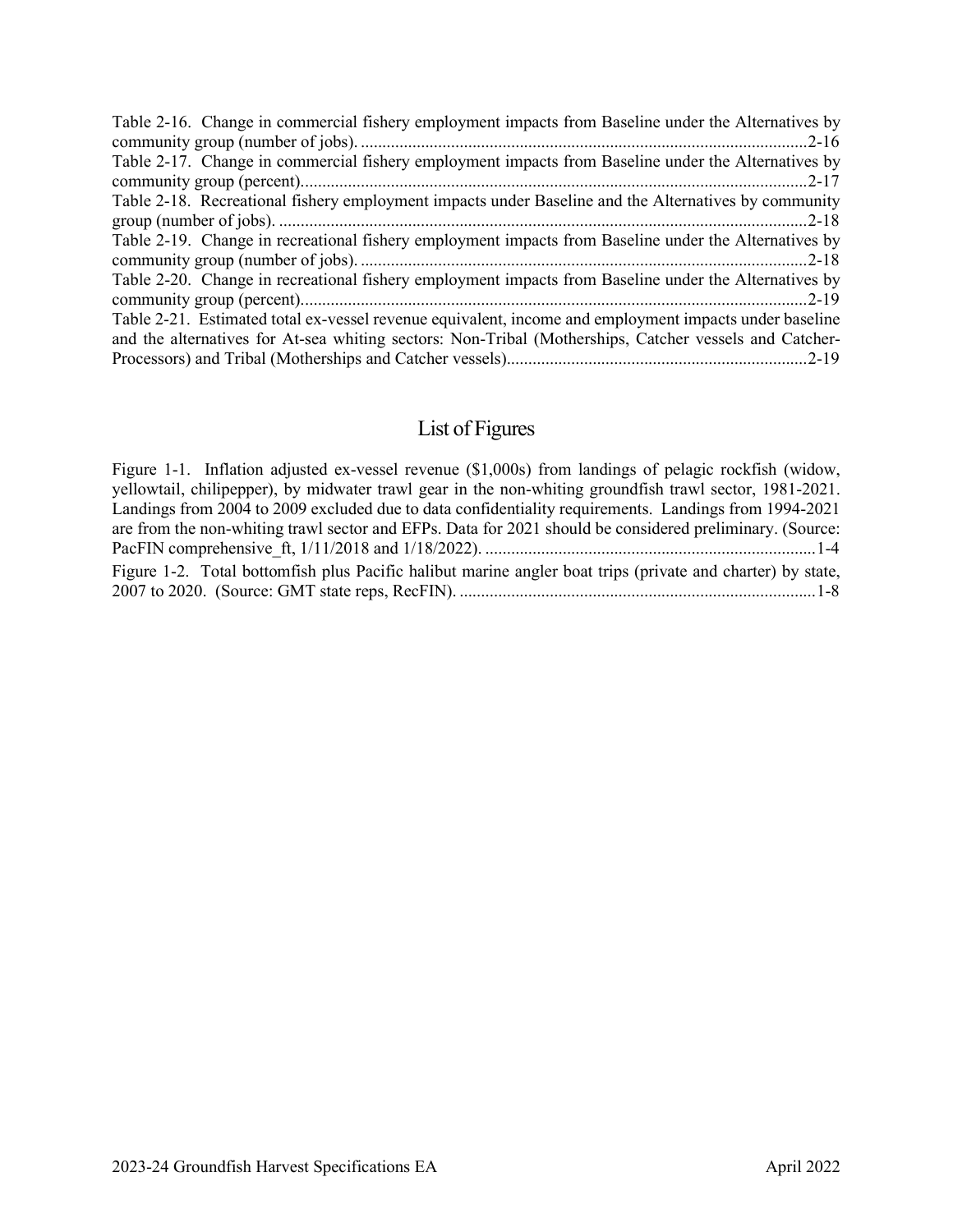Table 2-16. Change in commercial fishery employment impacts from Baseline under the Alternatives by community group (number of jobs). .......................................................................................................2-16

Table 2-17. Change in commercial fishery employment impacts from Baseline under the Alternatives by community group (percent)....................................................................................................................2-17

Table 2-18. Recreational fishery employment impacts under Baseline and the Alternatives by community group (number of jobs). ..........................................................................................................................2-18

Table 2-19. Change in recreational fishery employment impacts from Baseline under the Alternatives by community group (number of jobs). .......................................................................................................2-18

Table 2-20. Change in recreational fishery employment impacts from Baseline under the Alternatives by community group (percent)....................................................................................................................2-19

Table 2-21. Estimated total ex-vessel revenue equivalent, income and employment impacts under baseline and the alternatives for At-sea whiting sectors: Non-Tribal (Motherships, Catcher vessels and Catcher-Processors) and Tribal (Motherships and Catcher vessels).....................................................................2-19

## List of Figures

Figure 1-1. Inflation adjusted ex-vessel revenue ($1,000s) from landings of pelagic rockfish (widow, yellowtail, chilipepper), by midwater trawl gear in the non-whiting groundfish trawl sector, 1981-2021. Landings from 2004 to 2009 excluded due to data confidentiality requirements. Landings from 1994-2021 are from the non-whiting trawl sector and EFPs. Data for 2021 should be considered preliminary. (Source: PacFIN comprehensive_ft, 1/11/2018 and 1/18/2022). ...........................................................................1-4

Figure 1-2. Total bottomfish plus Pacific halibut marine angler boat trips (private and charter) by state, 2007 to 2020. (Source: GMT state reps, RecFIN). ..................................................................................1-8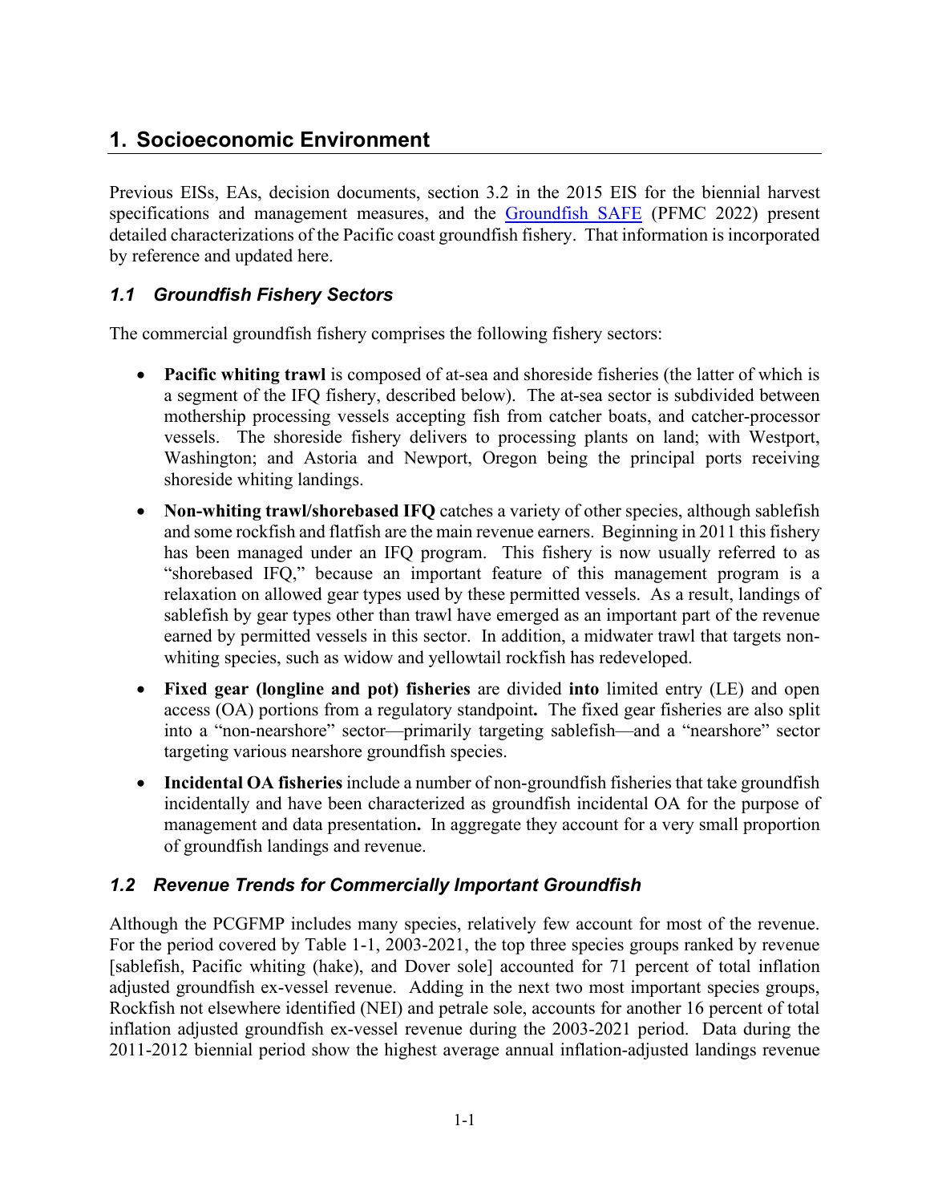# 1. Socioeconomic Environment

Previous EISs, EAs, decision documents, section 3.2 in the 2015 EIS for the biennial harvest specifications and management measures, and the Groundfish SAFE (PFMC 2022) present detailed characterizations of the Pacific coast groundfish fishery. That information is incorporated by reference and updated here.

## *1.1 Groundfish Fishery Sectors*

The commercial groundfish fishery comprises the following fishery sectors:

- **Pacific whiting trawl** is composed of at-sea and shoreside fisheries (the latter of which is a segment of the IFQ fishery, described below). The at-sea sector is subdivided between mothership processing vessels accepting fish from catcher boats, and catcher-processor vessels. The shoreside fishery delivers to processing plants on land; with Westport, Washington; and Astoria and Newport, Oregon being the principal ports receiving shoreside whiting landings.
- **Non-whiting trawl/shorebased IFQ** catches a variety of other species, although sablefish and some rockfish and flatfish are the main revenue earners. Beginning in 2011 this fishery has been managed under an IFQ program. This fishery is now usually referred to as "shorebased IFQ," because an important feature of this management program is a relaxation on allowed gear types used by these permitted vessels. As a result, landings of sablefish by gear types other than trawl have emerged as an important part of the revenue earned by permitted vessels in this sector. In addition, a midwater trawl that targets non-whiting species, such as widow and yellowtail rockfish has redeveloped.
- **Fixed gear (longline and pot) fisheries** are divided **into** limited entry (LE) and open access (OA) portions from a regulatory standpoint**.** The fixed gear fisheries are also split into a "non-nearshore" sector—primarily targeting sablefish—and a "nearshore" sector targeting various nearshore groundfish species.
- **Incidental OA fisheries** include a number of non-groundfish fisheries that take groundfish incidentally and have been characterized as groundfish incidental OA for the purpose of management and data presentation**.** In aggregate they account for a very small proportion of groundfish landings and revenue.

## *1.2 Revenue Trends for Commercially Important Groundfish*

Although the PCGFMP includes many species, relatively few account for most of the revenue. For the period covered by Table 1-1, 2003-2021, the top three species groups ranked by revenue [sablefish, Pacific whiting (hake), and Dover sole] accounted for 71 percent of total inflation adjusted groundfish ex-vessel revenue. Adding in the next two most important species groups, Rockfish not elsewhere identified (NEI) and petrale sole, accounts for another 16 percent of total inflation adjusted groundfish ex-vessel revenue during the 2003-2021 period. Data during the 2011-2012 biennial period show the highest average annual inflation-adjusted landings revenue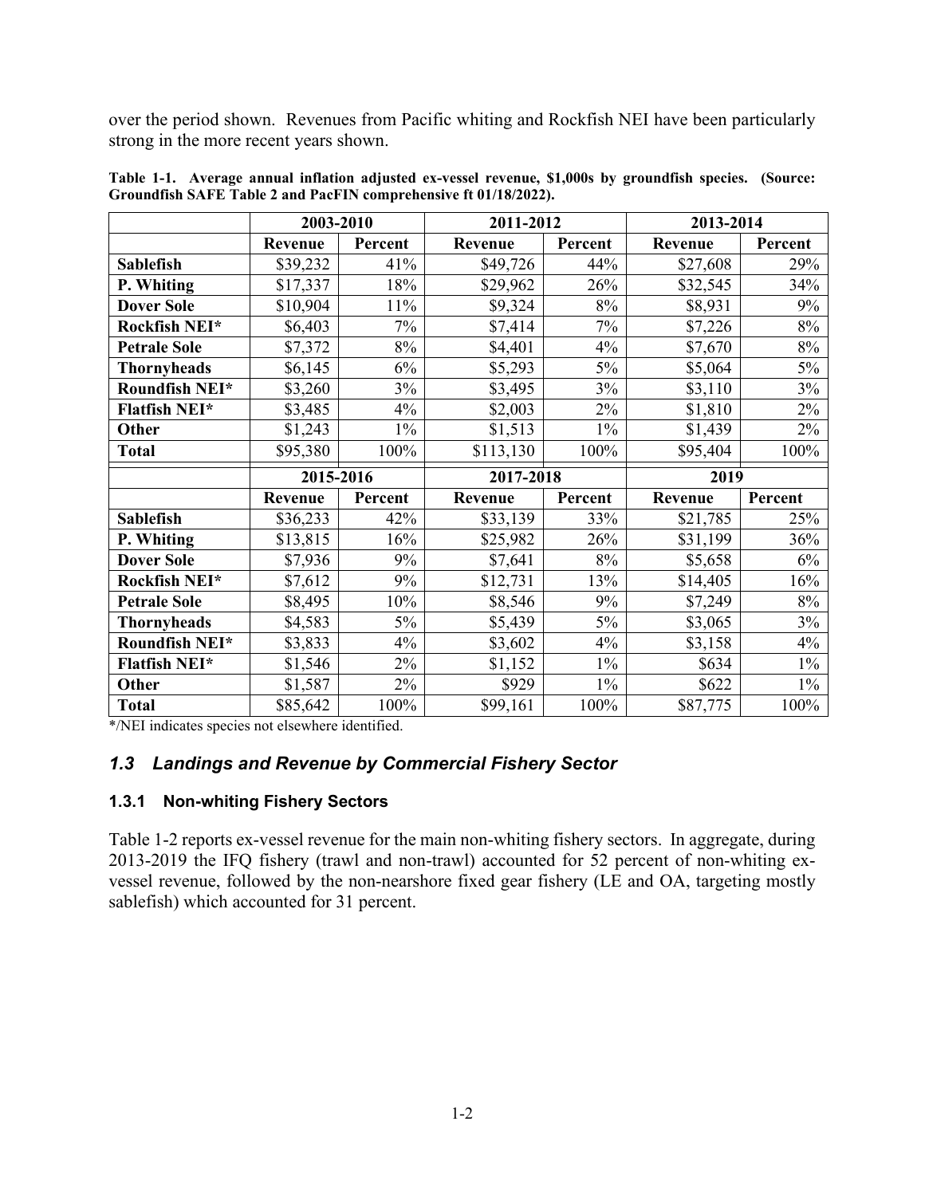over the period shown. Revenues from Pacific whiting and Rockfish NEI have been particularly strong in the more recent years shown.

**Table 1-1. Average annual inflation adjusted ex-vessel revenue, $1,000s by groundfish species. (Source: Groundfish SAFE Table 2 and PacFIN comprehensive ft 01/18/2022).**

| | 2003-2010 | | 2011-2012 | | 2013-2014 | |
|---|---|---|---|---|---|---|
| | **Revenue** | **Percent** | **Revenue** | **Percent** | **Revenue** | **Percent** |
| **Sablefish** | $39,232 | 41% | $49,726 | 44% | $27,608 | 29% |
| **P. Whiting** | $17,337 | 18% | $29,962 | 26% | $32,545 | 34% |
| **Dover Sole** | $10,904 | 11% | $9,324 | 8% | $8,931 | 9% |
| **Rockfish NEI*** | $6,403 | 7% | $7,414 | 7% | $7,226 | 8% |
| **Petrale Sole** | $7,372 | 8% | $4,401 | 4% | $7,670 | 8% |
| **Thornyheads** | $6,145 | 6% | $5,293 | 5% | $5,064 | 5% |
| **Roundfish NEI*** | $3,260 | 3% | $3,495 | 3% | $3,110 | 3% |
| **Flatfish NEI*** | $3,485 | 4% | $2,003 | 2% | $1,810 | 2% |
| **Other** | $1,243 | 1% | $1,513 | 1% | $1,439 | 2% |
| **Total** | $95,380 | 100% | $113,130 | 100% | $95,404 | 100% |
| | **2015-2016** | | **2017-2018** | | **2019** | |
| | **Revenue** | **Percent** | **Revenue** | **Percent** | **Revenue** | **Percent** |
| **Sablefish** | $36,233 | 42% | $33,139 | 33% | $21,785 | 25% |
| **P. Whiting** | $13,815 | 16% | $25,982 | 26% | $31,199 | 36% |
| **Dover Sole** | $7,936 | 9% | $7,641 | 8% | $5,658 | 6% |
| **Rockfish NEI*** | $7,612 | 9% | $12,731 | 13% | $14,405 | 16% |
| **Petrale Sole** | $8,495 | 10% | $8,546 | 9% | $7,249 | 8% |
| **Thornyheads** | $4,583 | 5% | $5,439 | 5% | $3,065 | 3% |
| **Roundfish NEI*** | $3,833 | 4% | $3,602 | 4% | $3,158 | 4% |
| **Flatfish NEI*** | $1,546 | 2% | $1,152 | 1% | $634 | 1% |
| **Other** | $1,587 | 2% | $929 | 1% | $622 | 1% |
| **Total** | $85,642 | 100% | $99,161 | 100% | $87,775 | 100% |

*/NEI indicates species not elsewhere identified.

## *1.3 Landings and Revenue by Commercial Fishery Sector*

### 1.3.1 Non-whiting Fishery Sectors

Table 1-2 reports ex-vessel revenue for the main non-whiting fishery sectors. In aggregate, during 2013-2019 the IFQ fishery (trawl and non-trawl) accounted for 52 percent of non-whiting ex-vessel revenue, followed by the non-nearshore fixed gear fishery (LE and OA, targeting mostly sablefish) which accounted for 31 percent.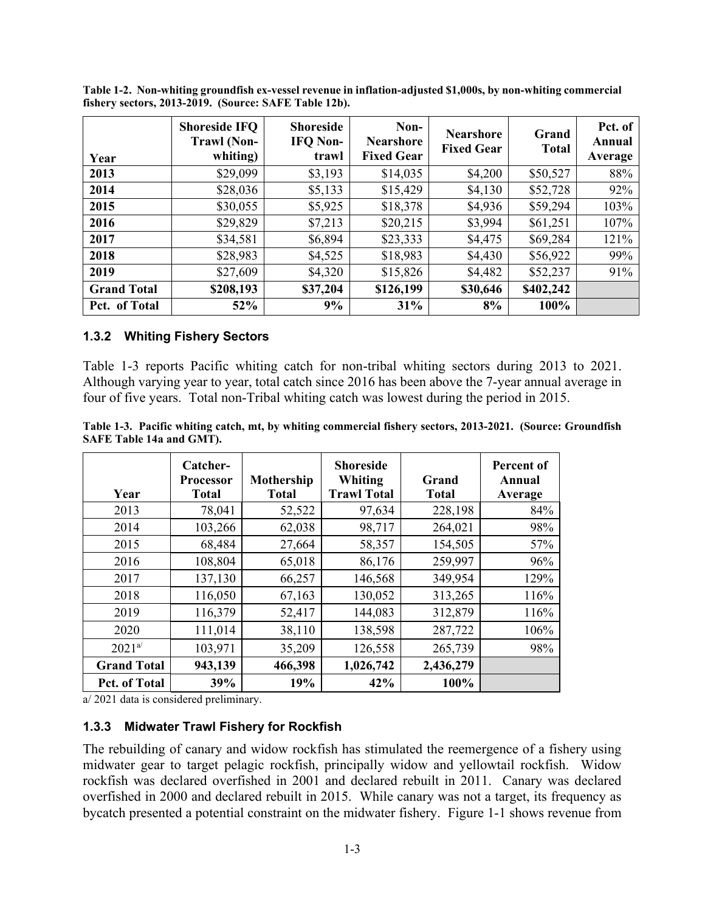**Table 1-2. Non-whiting groundfish ex-vessel revenue in inflation-adjusted $1,000s, by non-whiting commercial fishery sectors, 2013-2019. (Source: SAFE Table 12b).**

| Year | Shoreside IFQ Trawl (Non-whiting) | Shoreside IFQ Non-trawl | Non-Nearshore Fixed Gear | Nearshore Fixed Gear | Grand Total | Pct. of Annual Average |
|---|---|---|---|---|---|---|
| **2013** | $29,099 | $3,193 | $14,035 | $4,200 | $50,527 | 88% |
| **2014** | $28,036 | $5,133 | $15,429 | $4,130 | $52,728 | 92% |
| **2015** | $30,055 | $5,925 | $18,378 | $4,936 | $59,294 | 103% |
| **2016** | $29,829 | $7,213 | $20,215 | $3,994 | $61,251 | 107% |
| **2017** | $34,581 | $6,894 | $23,333 | $4,475 | $69,284 | 121% |
| **2018** | $28,983 | $4,525 | $18,983 | $4,430 | $56,922 | 99% |
| **2019** | $27,609 | $4,320 | $15,826 | $4,482 | $52,237 | 91% |
| **Grand Total** | **$208,193** | **$37,204** | **$126,199** | **$30,646** | **$402,242** | |
| **Pct. of Total** | **52%** | **9%** | **31%** | **8%** | **100%** | |

### 1.3.2 Whiting Fishery Sectors

Table 1-3 reports Pacific whiting catch for non-tribal whiting sectors during 2013 to 2021. Although varying year to year, total catch since 2016 has been above the 7-year annual average in four of five years. Total non-Tribal whiting catch was lowest during the period in 2015.

**Table 1-3. Pacific whiting catch, mt, by whiting commercial fishery sectors, 2013-2021. (Source: Groundfish SAFE Table 14a and GMT).**

| Year | Catcher-Processor Total | Mothership Total | Shoreside Whiting Trawl Total | Grand Total | Percent of Annual Average |
|---|---|---|---|---|---|
| 2013 | 78,041 | 52,522 | 97,634 | 228,198 | 84% |
| 2014 | 103,266 | 62,038 | 98,717 | 264,021 | 98% |
| 2015 | 68,484 | 27,664 | 58,357 | 154,505 | 57% |
| 2016 | 108,804 | 65,018 | 86,176 | 259,997 | 96% |
| 2017 | 137,130 | 66,257 | 146,568 | 349,954 | 129% |
| 2018 | 116,050 | 67,163 | 130,052 | 313,265 | 116% |
| 2019 | 116,379 | 52,417 | 144,083 | 312,879 | 116% |
| 2020 | 111,014 | 38,110 | 138,598 | 287,722 | 106% |
| 2021[a/] | 103,971 | 35,209 | 126,558 | 265,739 | 98% |
| **Grand Total** | **943,139** | **466,398** | **1,026,742** | **2,436,279** | |
| **Pct. of Total** | **39%** | **19%** | **42%** | **100%** | |

a/ 2021 data is considered preliminary.

### 1.3.3 Midwater Trawl Fishery for Rockfish

The rebuilding of canary and widow rockfish has stimulated the reemergence of a fishery using midwater gear to target pelagic rockfish, principally widow and yellowtail rockfish. Widow rockfish was declared overfished in 2001 and declared rebuilt in 2011. Canary was declared overfished in 2000 and declared rebuilt in 2015. While canary was not a target, its frequency as bycatch presented a potential constraint on the midwater fishery. Figure 1-1 shows revenue from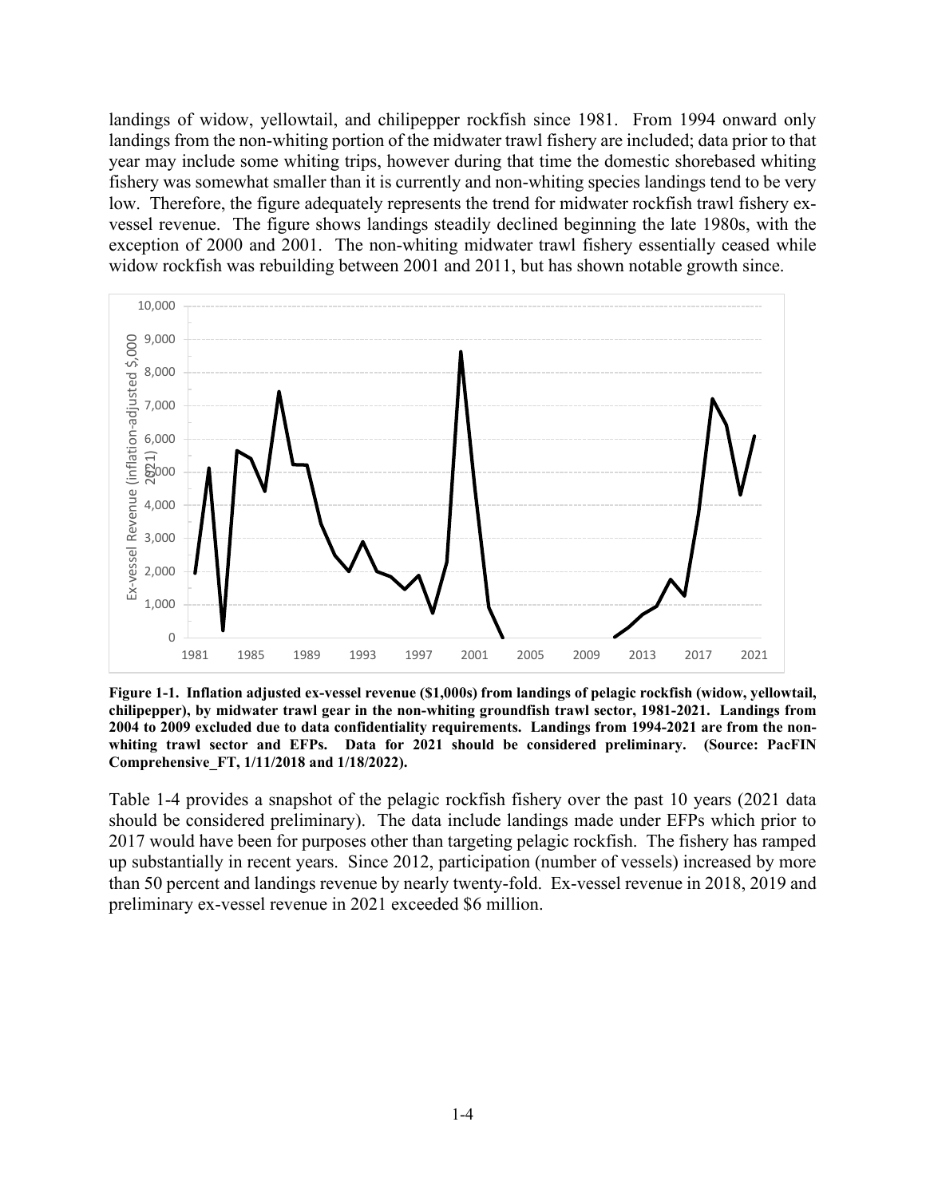landings of widow, yellowtail, and chilipepper rockfish since 1981. From 1994 onward only landings from the non-whiting portion of the midwater trawl fishery are included; data prior to that year may include some whiting trips, however during that time the domestic shorebased whiting fishery was somewhat smaller than it is currently and non-whiting species landings tend to be very low. Therefore, the figure adequately represents the trend for midwater rockfish trawl fishery ex-vessel revenue. The figure shows landings steadily declined beginning the late 1980s, with the exception of 2000 and 2001. The non-whiting midwater trawl fishery essentially ceased while widow rockfish was rebuilding between 2001 and 2011, but has shown notable growth since.

Ex-vessel Revenue (inflation-adjusted $,000 2021)

10,000
9,000
8,000
7,000
6,000
5,000
4,000
3,000
2,000
1,000
0

1981 1985 1989 1993 1997 2001 2005 2009 2013 2017 2021

**Figure 1-1. Inflation adjusted ex-vessel revenue ($1,000s) from landings of pelagic rockfish (widow, yellowtail, chilipepper), by midwater trawl gear in the non-whiting groundfish trawl sector, 1981-2021. Landings from 2004 to 2009 excluded due to data confidentiality requirements. Landings from 1994-2021 are from the non-whiting trawl sector and EFPs. Data for 2021 should be considered preliminary. (Source: PacFIN Comprehensive_FT, 1/11/2018 and 1/18/2022).**

Table 1-4 provides a snapshot of the pelagic rockfish fishery over the past 10 years (2021 data should be considered preliminary). The data include landings made under EFPs which prior to 2017 would have been for purposes other than targeting pelagic rockfish. The fishery has ramped up substantially in recent years. Since 2012, participation (number of vessels) increased by more than 50 percent and landings revenue by nearly twenty-fold. Ex-vessel revenue in 2018, 2019 and preliminary ex-vessel revenue in 2021 exceeded $6 million.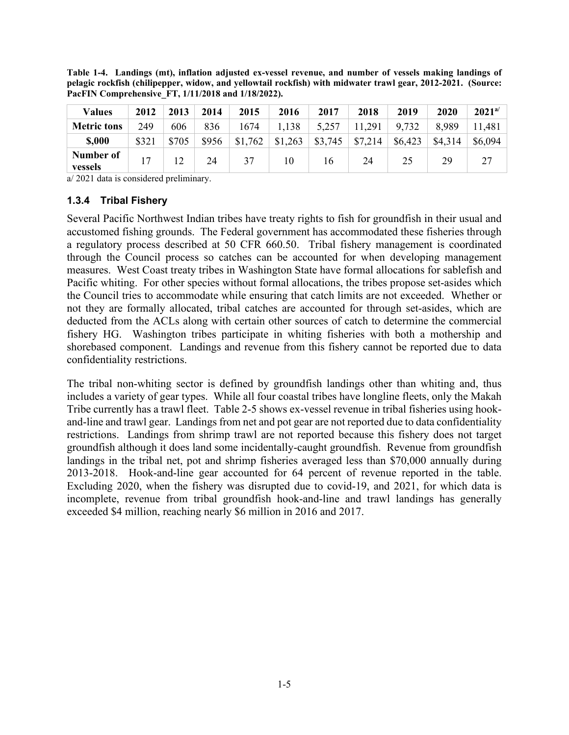**Table 1-4. Landings (mt), inflation adjusted ex-vessel revenue, and number of vessels making landings of pelagic rockfish (chilipepper, widow, and yellowtail rockfish) with midwater trawl gear, 2012-2021. (Source: PacFIN Comprehensive_FT, 1/11/2018 and 1/18/2022).**

| Values | 2012 | 2013 | 2014 | 2015 | 2016 | 2017 | 2018 | 2019 | 2020 | 2021[a/] |
|---|---|---|---|---|---|---|---|---|---|---|
| Metric tons | 249 | 606 | 836 | 1674 | 1,138 | 5,257 | 11,291 | 9,732 | 8,989 | 11,481 |
| $,000 | $321 | $705 | $956 | $1,762 | $1,263 | $3,745 | $7,214 | $6,423 | $4,314 | $6,094 |
| Number of vessels | 17 | 12 | 24 | 37 | 10 | 16 | 24 | 25 | 29 | 27 |

a/ 2021 data is considered preliminary.

### 1.3.4 Tribal Fishery

Several Pacific Northwest Indian tribes have treaty rights to fish for groundfish in their usual and accustomed fishing grounds. The Federal government has accommodated these fisheries through a regulatory process described at 50 CFR 660.50. Tribal fishery management is coordinated through the Council process so catches can be accounted for when developing management measures. West Coast treaty tribes in Washington State have formal allocations for sablefish and Pacific whiting. For other species without formal allocations, the tribes propose set-asides which the Council tries to accommodate while ensuring that catch limits are not exceeded. Whether or not they are formally allocated, tribal catches are accounted for through set-asides, which are deducted from the ACLs along with certain other sources of catch to determine the commercial fishery HG. Washington tribes participate in whiting fisheries with both a mothership and shorebased component. Landings and revenue from this fishery cannot be reported due to data confidentiality restrictions.

The tribal non-whiting sector is defined by groundfish landings other than whiting and, thus includes a variety of gear types. While all four coastal tribes have longline fleets, only the Makah Tribe currently has a trawl fleet. Table 2-5 shows ex-vessel revenue in tribal fisheries using hook-and-line and trawl gear. Landings from net and pot gear are not reported due to data confidentiality restrictions. Landings from shrimp trawl are not reported because this fishery does not target groundfish although it does land some incidentally-caught groundfish. Revenue from groundfish landings in the tribal net, pot and shrimp fisheries averaged less than $70,000 annually during 2013-2018. Hook-and-line gear accounted for 64 percent of revenue reported in the table. Excluding 2020, when the fishery was disrupted due to covid-19, and 2021, for which data is incomplete, revenue from tribal groundfish hook-and-line and trawl landings has generally exceeded $4 million, reaching nearly $6 million in 2016 and 2017.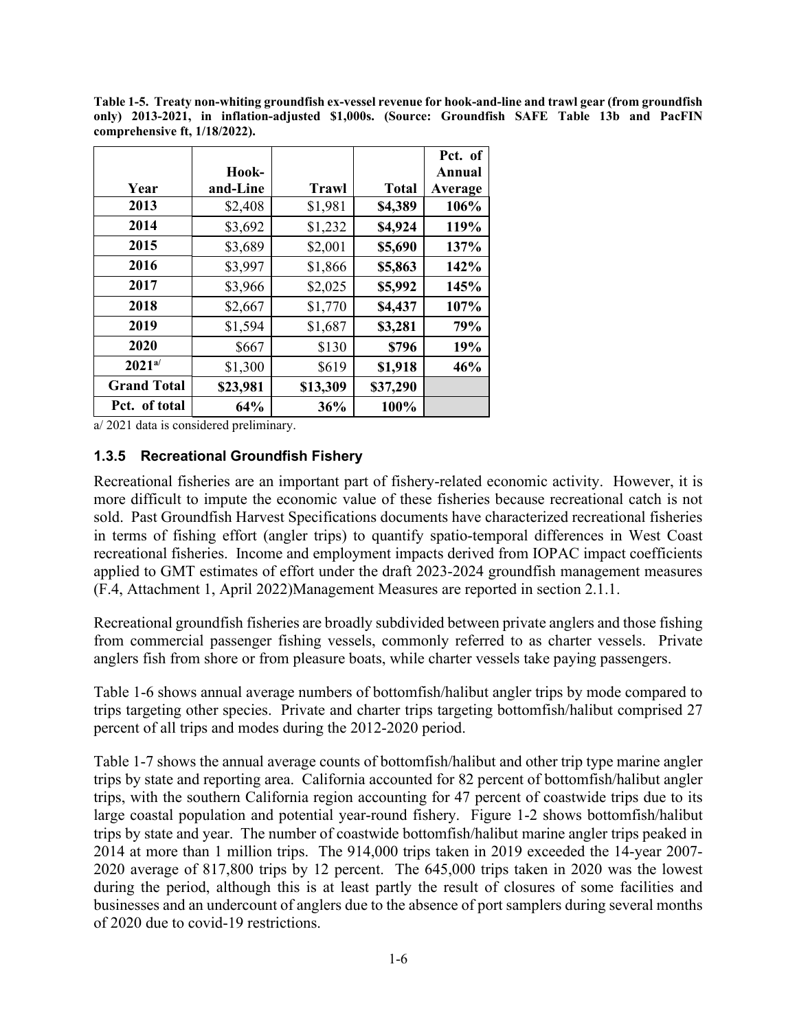**Table 1-5. Treaty non-whiting groundfish ex-vessel revenue for hook-and-line and trawl gear (from groundfish only) 2013-2021, in inflation-adjusted $1,000s. (Source: Groundfish SAFE Table 13b and PacFIN comprehensive ft, 1/18/2022).**

| Year | Hook-and-Line | Trawl | Total | Pct. of Annual Average |
|---|---|---|---|---|
| **2013** | $2,408 | $1,981 | **$4,389** | **106%** |
| **2014** | $3,692 | $1,232 | **$4,924** | **119%** |
| **2015** | $3,689 | $2,001 | **$5,690** | **137%** |
| **2016** | $3,997 | $1,866 | **$5,863** | **142%** |
| **2017** | $3,966 | $2,025 | **$5,992** | **145%** |
| **2018** | $2,667 | $1,770 | **$4,437** | **107%** |
| **2019** | $1,594 | $1,687 | **$3,281** | **79%** |
| **2020** | $667 | $130 | **$796** | **19%** |
| **2021[a/]** | $1,300 | $619 | **$1,918** | **46%** |
| **Grand Total** | **$23,981** | **$13,309** | **$37,290** | |
| **Pct. of total** | **64%** | **36%** | **100%** | |

a/ 2021 data is considered preliminary.

### 1.3.5 Recreational Groundfish Fishery

Recreational fisheries are an important part of fishery-related economic activity. However, it is more difficult to impute the economic value of these fisheries because recreational catch is not sold. Past Groundfish Harvest Specifications documents have characterized recreational fisheries in terms of fishing effort (angler trips) to quantify spatio-temporal differences in West Coast recreational fisheries. Income and employment impacts derived from IOPAC impact coefficients applied to GMT estimates of effort under the draft 2023-2024 groundfish management measures (F.4, Attachment 1, April 2022)Management Measures are reported in section 2.1.1.

Recreational groundfish fisheries are broadly subdivided between private anglers and those fishing from commercial passenger fishing vessels, commonly referred to as charter vessels. Private anglers fish from shore or from pleasure boats, while charter vessels take paying passengers.

Table 1-6 shows annual average numbers of bottomfish/halibut angler trips by mode compared to trips targeting other species. Private and charter trips targeting bottomfish/halibut comprised 27 percent of all trips and modes during the 2012-2020 period.

Table 1-7 shows the annual average counts of bottomfish/halibut and other trip type marine angler trips by state and reporting area. California accounted for 82 percent of bottomfish/halibut angler trips, with the southern California region accounting for 47 percent of coastwide trips due to its large coastal population and potential year-round fishery. Figure 1-2 shows bottomfish/halibut trips by state and year. The number of coastwide bottomfish/halibut marine angler trips peaked in 2014 at more than 1 million trips. The 914,000 trips taken in 2019 exceeded the 14-year 2007-2020 average of 817,800 trips by 12 percent. The 645,000 trips taken in 2020 was the lowest during the period, although this is at least partly the result of closures of some facilities and businesses and an undercount of anglers due to the absence of port samplers during several months of 2020 due to covid-19 restrictions.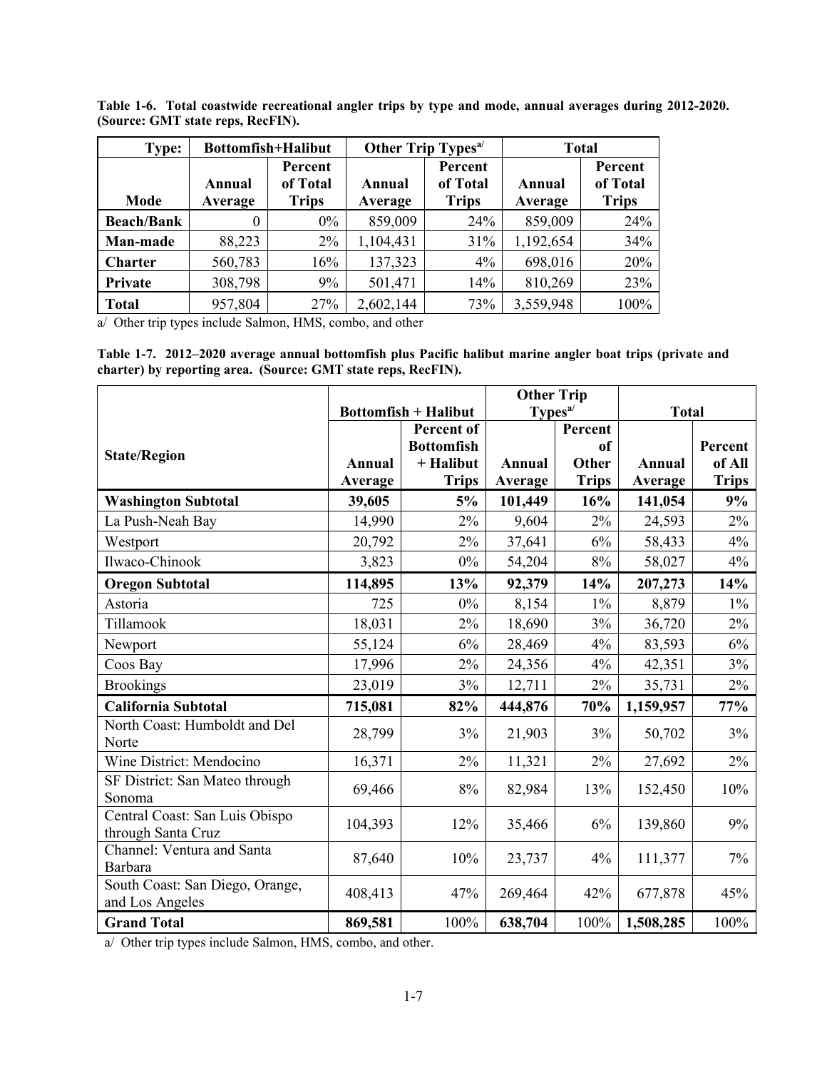**Table 1-6. Total coastwide recreational angler trips by type and mode, annual averages during 2012-2020. (Source: GMT state reps, RecFIN).**

| Type: | Bottomfish+Halibut | | Other Trip Types[a/] | | Total | |
|---|---|---|---|---|---|---|
| Mode | Annual Average | Percent of Total Trips | Annual Average | Percent of Total Trips | Annual Average | Percent of Total Trips |
| **Beach/Bank** | 0 | 0% | 859,009 | 24% | 859,009 | 24% |
| **Man-made** | 88,223 | 2% | 1,104,431 | 31% | 1,192,654 | 34% |
| **Charter** | 560,783 | 16% | 137,323 | 4% | 698,016 | 20% |
| **Private** | 308,798 | 9% | 501,471 | 14% | 810,269 | 23% |
| **Total** | 957,804 | 27% | 2,602,144 | 73% | 3,559,948 | 100% |

a/ Other trip types include Salmon, HMS, combo, and other

**Table 1-7. 2012–2020 average annual bottomfish plus Pacific halibut marine angler boat trips (private and charter) by reporting area. (Source: GMT state reps, RecFIN).**

| State/Region | Bottomfish + Halibut | | Other Trip Types[a/] | | Total | |
|---|---|---|---|---|---|---|
| | Annual Average | Percent of Bottomfish + Halibut Trips | Annual Average | Percent of Other Trips | Annual Average | Percent of All Trips |
| **Washington Subtotal** | **39,605** | **5%** | **101,449** | **16%** | **141,054** | **9%** |
| La Push-Neah Bay | 14,990 | 2% | 9,604 | 2% | 24,593 | 2% |
| Westport | 20,792 | 2% | 37,641 | 6% | 58,433 | 4% |
| Ilwaco-Chinook | 3,823 | 0% | 54,204 | 8% | 58,027 | 4% |
| **Oregon Subtotal** | **114,895** | **13%** | **92,379** | **14%** | **207,273** | **14%** |
| Astoria | 725 | 0% | 8,154 | 1% | 8,879 | 1% |
| Tillamook | 18,031 | 2% | 18,690 | 3% | 36,720 | 2% |
| Newport | 55,124 | 6% | 28,469 | 4% | 83,593 | 6% |
| Coos Bay | 17,996 | 2% | 24,356 | 4% | 42,351 | 3% |
| Brookings | 23,019 | 3% | 12,711 | 2% | 35,731 | 2% |
| **California Subtotal** | **715,081** | **82%** | **444,876** | **70%** | **1,159,957** | **77%** |
| North Coast: Humboldt and Del Norte | 28,799 | 3% | 21,903 | 3% | 50,702 | 3% |
| Wine District: Mendocino | 16,371 | 2% | 11,321 | 2% | 27,692 | 2% |
| SF District: San Mateo through Sonoma | 69,466 | 8% | 82,984 | 13% | 152,450 | 10% |
| Central Coast: San Luis Obispo through Santa Cruz | 104,393 | 12% | 35,466 | 6% | 139,860 | 9% |
| Channel: Ventura and Santa Barbara | 87,640 | 10% | 23,737 | 4% | 111,377 | 7% |
| South Coast: San Diego, Orange, and Los Angeles | 408,413 | 47% | 269,464 | 42% | 677,878 | 45% |
| **Grand Total** | **869,581** | 100% | **638,704** | 100% | **1,508,285** | 100% |

a/ Other trip types include Salmon, HMS, combo, and other.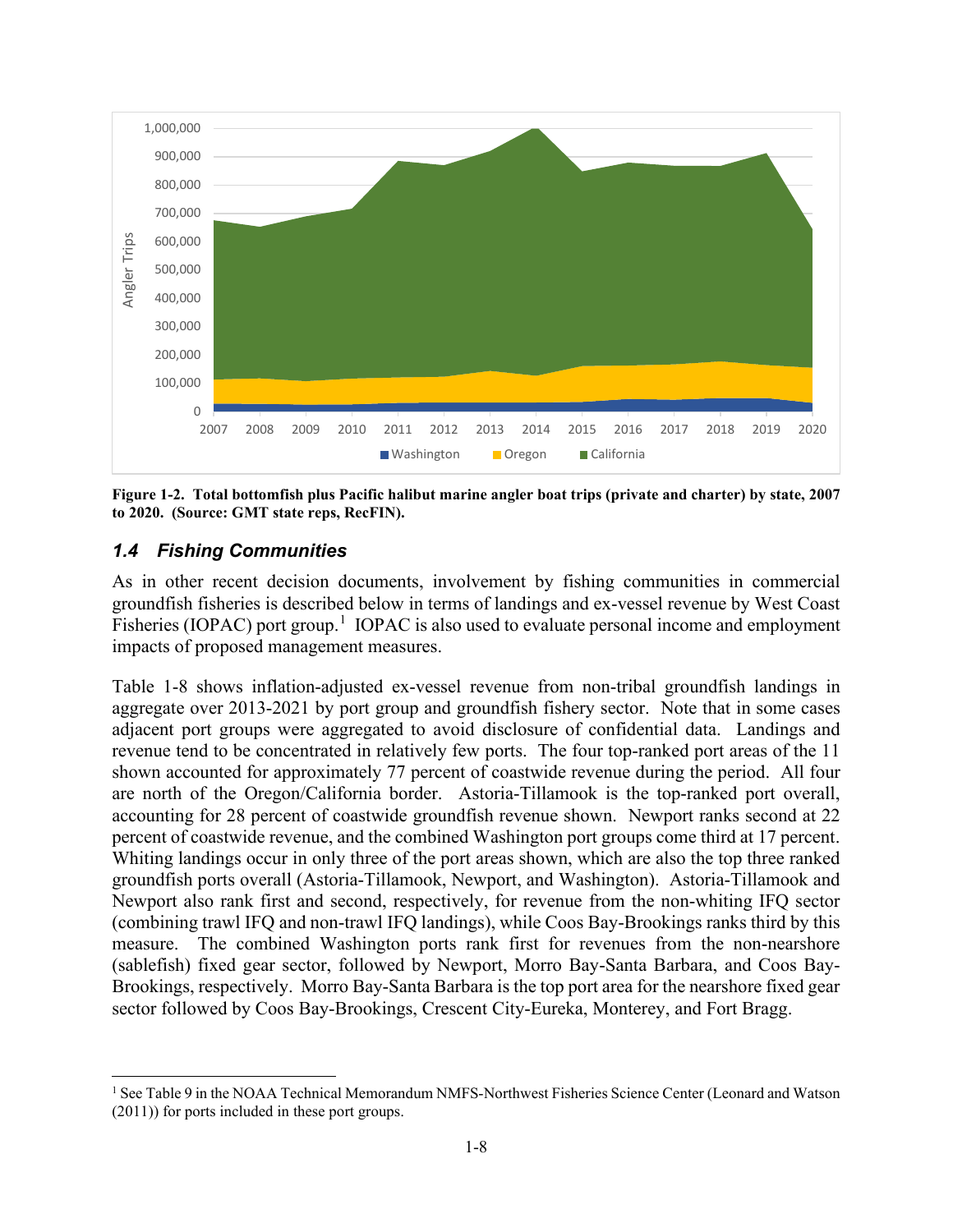Figure 1-2. Total bottomfish plus Pacific halibut marine angler boat trips (private and charter) by state, 2007 to 2020. (Source: GMT state reps, RecFIN).

### *1.4 Fishing Communities*

As in other recent decision documents, involvement by fishing communities in commercial groundfish fisheries is described below in terms of landings and ex-vessel revenue by West Coast Fisheries (IOPAC) port group.[1] IOPAC is also used to evaluate personal income and employment impacts of proposed management measures.

Table 1-8 shows inflation-adjusted ex-vessel revenue from non-tribal groundfish landings in aggregate over 2013-2021 by port group and groundfish fishery sector. Note that in some cases adjacent port groups were aggregated to avoid disclosure of confidential data. Landings and revenue tend to be concentrated in relatively few ports. The four top-ranked port areas of the 11 shown accounted for approximately 77 percent of coastwide revenue during the period. All four are north of the Oregon/California border. Astoria-Tillamook is the top-ranked port overall, accounting for 28 percent of coastwide groundfish revenue shown. Newport ranks second at 22 percent of coastwide revenue, and the combined Washington port groups come third at 17 percent. Whiting landings occur in only three of the port areas shown, which are also the top three ranked groundfish ports overall (Astoria-Tillamook, Newport, and Washington). Astoria-Tillamook and Newport also rank first and second, respectively, for revenue from the non-whiting IFQ sector (combining trawl IFQ and non-trawl IFQ landings), while Coos Bay-Brookings ranks third by this measure. The combined Washington ports rank first for revenues from the non-nearshore (sablefish) fixed gear sector, followed by Newport, Morro Bay-Santa Barbara, and Coos Bay-Brookings, respectively. Morro Bay-Santa Barbara is the top port area for the nearshore fixed gear sector followed by Coos Bay-Brookings, Crescent City-Eureka, Monterey, and Fort Bragg.

[1] See Table 9 in the NOAA Technical Memorandum NMFS-Northwest Fisheries Science Center (Leonard and Watson (2011)) for ports included in these port groups.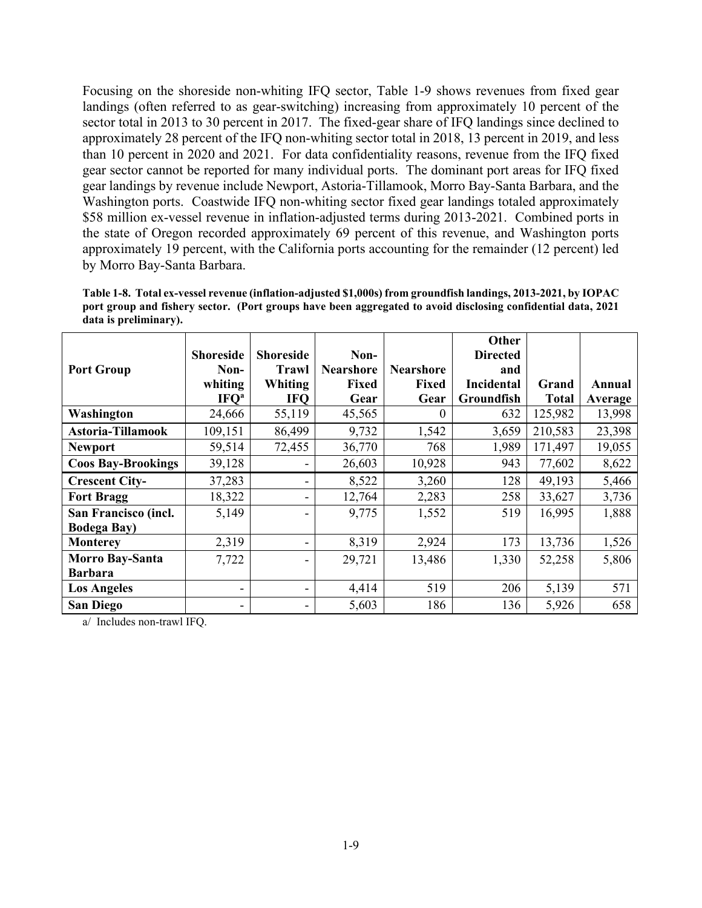Focusing on the shoreside non-whiting IFQ sector, Table 1-9 shows revenues from fixed gear landings (often referred to as gear-switching) increasing from approximately 10 percent of the sector total in 2013 to 30 percent in 2017. The fixed-gear share of IFQ landings since declined to approximately 28 percent of the IFQ non-whiting sector total in 2018, 13 percent in 2019, and less than 10 percent in 2020 and 2021. For data confidentiality reasons, revenue from the IFQ fixed gear sector cannot be reported for many individual ports. The dominant port areas for IFQ fixed gear landings by revenue include Newport, Astoria-Tillamook, Morro Bay-Santa Barbara, and the Washington ports. Coastwide IFQ non-whiting sector fixed gear landings totaled approximately $58 million ex-vessel revenue in inflation-adjusted terms during 2013-2021. Combined ports in the state of Oregon recorded approximately 69 percent of this revenue, and Washington ports approximately 19 percent, with the California ports accounting for the remainder (12 percent) led by Morro Bay-Santa Barbara.

**Table 1-8. Total ex-vessel revenue (inflation-adjusted $1,000s) from groundfish landings, 2013-2021, by IOPAC port group and fishery sector. (Port groups have been aggregated to avoid disclosing confidential data, 2021 data is preliminary).**

| Port Group | Shoreside Non-whiting IFQ[a] | Shoreside Trawl Whiting IFQ | Non-Nearshore Fixed Gear | Nearshore Fixed Gear | Other Directed and Incidental Groundfish | Grand Total | Annual Average |
|---|---|---|---|---|---|---|---|
| **Washington** | 24,666 | 55,119 | 45,565 | 0 | 632 | 125,982 | 13,998 |
| **Astoria-Tillamook** | 109,151 | 86,499 | 9,732 | 1,542 | 3,659 | 210,583 | 23,398 |
| **Newport** | 59,514 | 72,455 | 36,770 | 768 | 1,989 | 171,497 | 19,055 |
| **Coos Bay-Brookings** | 39,128 | - | 26,603 | 10,928 | 943 | 77,602 | 8,622 |
| **Crescent City-** | 37,283 | - | 8,522 | 3,260 | 128 | 49,193 | 5,466 |
| **Fort Bragg** | 18,322 | - | 12,764 | 2,283 | 258 | 33,627 | 3,736 |
| **San Francisco (incl. Bodega Bay)** | 5,149 | - | 9,775 | 1,552 | 519 | 16,995 | 1,888 |
| **Monterey** | 2,319 | - | 8,319 | 2,924 | 173 | 13,736 | 1,526 |
| **Morro Bay-Santa Barbara** | 7,722 | - | 29,721 | 13,486 | 1,330 | 52,258 | 5,806 |
| **Los Angeles** | - | - | 4,414 | 519 | 206 | 5,139 | 571 |
| **San Diego** | - | - | 5,603 | 186 | 136 | 5,926 | 658 |

a/ Includes non-trawl IFQ.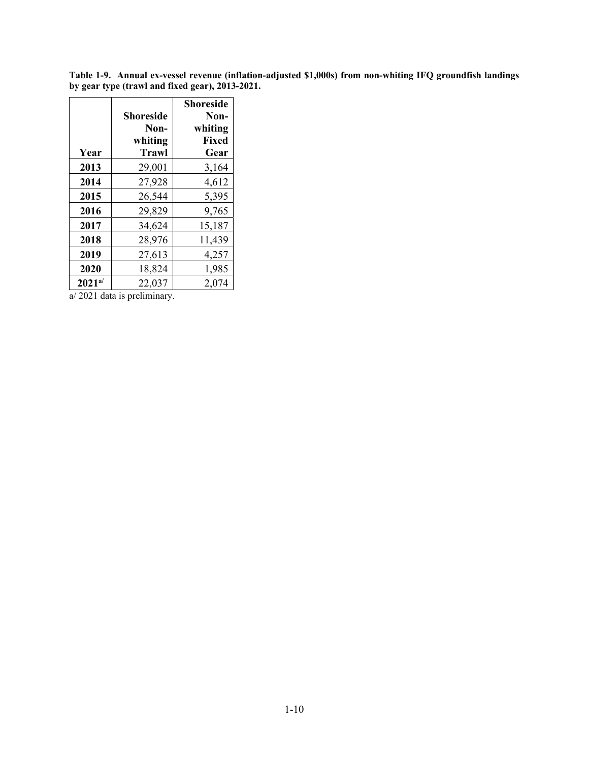**Table 1-9. Annual ex-vessel revenue (inflation-adjusted $1,000s) from non-whiting IFQ groundfish landings by gear type (trawl and fixed gear), 2013-2021.**

| Year | Shoreside Non-whiting Trawl | Shoreside Non-whiting Fixed Gear |
|---|---|---|
| 2013 | 29,001 | 3,164 |
| 2014 | 27,928 | 4,612 |
| 2015 | 26,544 | 5,395 |
| 2016 | 29,829 | 9,765 |
| 2017 | 34,624 | 15,187 |
| 2018 | 28,976 | 11,439 |
| 2019 | 27,613 | 4,257 |
| 2020 | 18,824 | 1,985 |
| 2021[a/] | 22,037 | 2,074 |

a/ 2021 data is preliminary.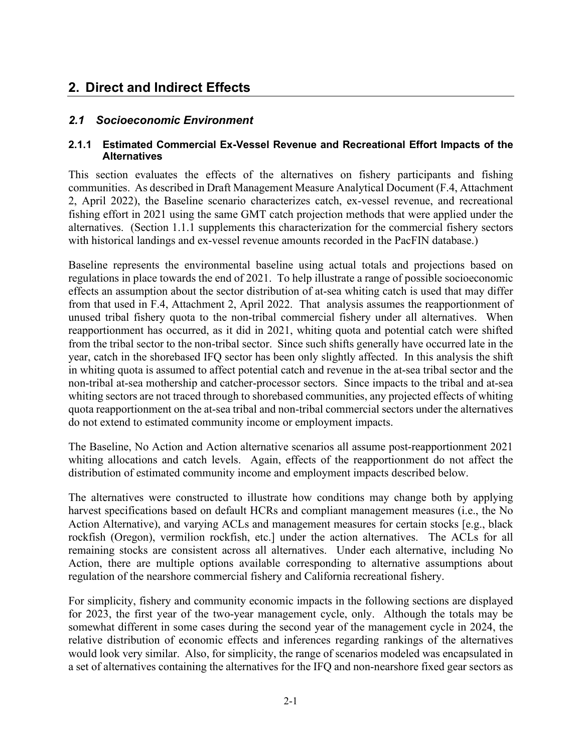# 2. Direct and Indirect Effects

## *2.1 Socioeconomic Environment*

### 2.1.1 Estimated Commercial Ex-Vessel Revenue and Recreational Effort Impacts of the Alternatives

This section evaluates the effects of the alternatives on fishery participants and fishing communities. As described in Draft Management Measure Analytical Document (F.4, Attachment 2, April 2022), the Baseline scenario characterizes catch, ex-vessel revenue, and recreational fishing effort in 2021 using the same GMT catch projection methods that were applied under the alternatives. (Section 1.1.1 supplements this characterization for the commercial fishery sectors with historical landings and ex-vessel revenue amounts recorded in the PacFIN database.)

Baseline represents the environmental baseline using actual totals and projections based on regulations in place towards the end of 2021. To help illustrate a range of possible socioeconomic effects an assumption about the sector distribution of at-sea whiting catch is used that may differ from that used in F.4, Attachment 2, April 2022. That analysis assumes the reapportionment of unused tribal fishery quota to the non-tribal commercial fishery under all alternatives. When reapportionment has occurred, as it did in 2021, whiting quota and potential catch were shifted from the tribal sector to the non-tribal sector. Since such shifts generally have occurred late in the year, catch in the shorebased IFQ sector has been only slightly affected. In this analysis the shift in whiting quota is assumed to affect potential catch and revenue in the at-sea tribal sector and the non-tribal at-sea mothership and catcher-processor sectors. Since impacts to the tribal and at-sea whiting sectors are not traced through to shorebased communities, any projected effects of whiting quota reapportionment on the at-sea tribal and non-tribal commercial sectors under the alternatives do not extend to estimated community income or employment impacts.

The Baseline, No Action and Action alternative scenarios all assume post-reapportionment 2021 whiting allocations and catch levels. Again, effects of the reapportionment do not affect the distribution of estimated community income and employment impacts described below.

The alternatives were constructed to illustrate how conditions may change both by applying harvest specifications based on default HCRs and compliant management measures (i.e., the No Action Alternative), and varying ACLs and management measures for certain stocks [e.g., black rockfish (Oregon), vermilion rockfish, etc.] under the action alternatives. The ACLs for all remaining stocks are consistent across all alternatives. Under each alternative, including No Action, there are multiple options available corresponding to alternative assumptions about regulation of the nearshore commercial fishery and California recreational fishery.

For simplicity, fishery and community economic impacts in the following sections are displayed for 2023, the first year of the two-year management cycle, only. Although the totals may be somewhat different in some cases during the second year of the management cycle in 2024, the relative distribution of economic effects and inferences regarding rankings of the alternatives would look very similar. Also, for simplicity, the range of scenarios modeled was encapsulated in a set of alternatives containing the alternatives for the IFQ and non-nearshore fixed gear sectors as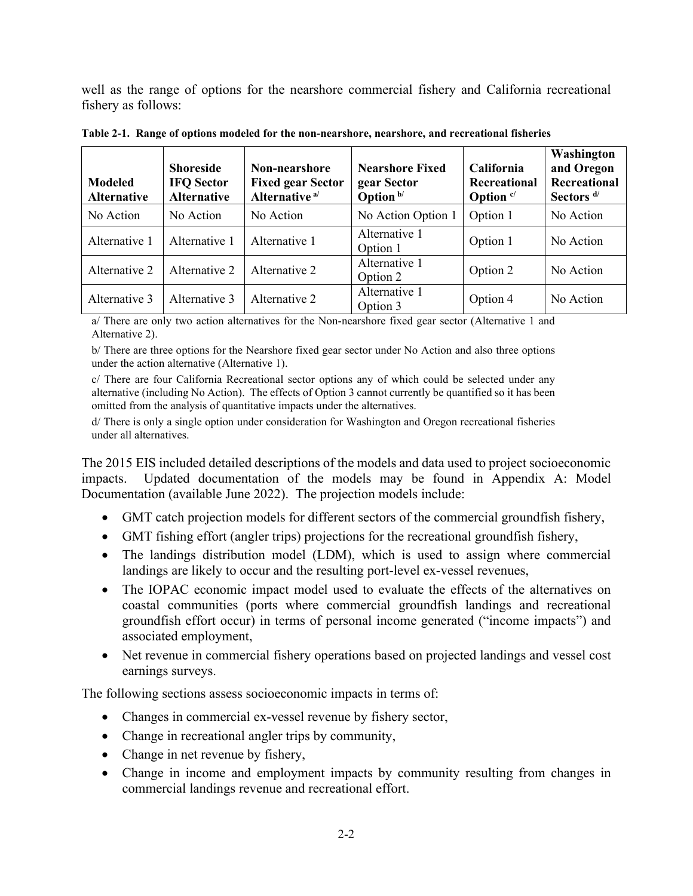well as the range of options for the nearshore commercial fishery and California recreational fishery as follows:

**Table 2-1. Range of options modeled for the non-nearshore, nearshore, and recreational fisheries**

| Modeled Alternative | Shoreside IFQ Sector Alternative | Non-nearshore Fixed gear Sector Alternative [a/] | Nearshore Fixed gear Sector Option [b/] | California Recreational Option [c/] | Washington and Oregon Recreational Sectors [d/] |
|---|---|---|---|---|---|
| No Action | No Action | No Action | No Action Option 1 | Option 1 | No Action |
| Alternative 1 | Alternative 1 | Alternative 1 | Alternative 1 Option 1 | Option 1 | No Action |
| Alternative 2 | Alternative 2 | Alternative 2 | Alternative 1 Option 2 | Option 2 | No Action |
| Alternative 3 | Alternative 3 | Alternative 2 | Alternative 1 Option 3 | Option 4 | No Action |

a/ There are only two action alternatives for the Non-nearshore fixed gear sector (Alternative 1 and Alternative 2).

b/ There are three options for the Nearshore fixed gear sector under No Action and also three options under the action alternative (Alternative 1).

c/ There are four California Recreational sector options any of which could be selected under any alternative (including No Action). The effects of Option 3 cannot currently be quantified so it has been omitted from the analysis of quantitative impacts under the alternatives.

d/ There is only a single option under consideration for Washington and Oregon recreational fisheries under all alternatives.

The 2015 EIS included detailed descriptions of the models and data used to project socioeconomic impacts. Updated documentation of the models may be found in Appendix A: Model Documentation (available June 2022). The projection models include:

- GMT catch projection models for different sectors of the commercial groundfish fishery,
- GMT fishing effort (angler trips) projections for the recreational groundfish fishery,
- The landings distribution model (LDM), which is used to assign where commercial landings are likely to occur and the resulting port-level ex-vessel revenues,
- The IOPAC economic impact model used to evaluate the effects of the alternatives on coastal communities (ports where commercial groundfish landings and recreational groundfish effort occur) in terms of personal income generated ("income impacts") and associated employment,
- Net revenue in commercial fishery operations based on projected landings and vessel cost earnings surveys.

The following sections assess socioeconomic impacts in terms of:

- Changes in commercial ex-vessel revenue by fishery sector,
- Change in recreational angler trips by community,
- Change in net revenue by fishery,
- Change in income and employment impacts by community resulting from changes in commercial landings revenue and recreational effort.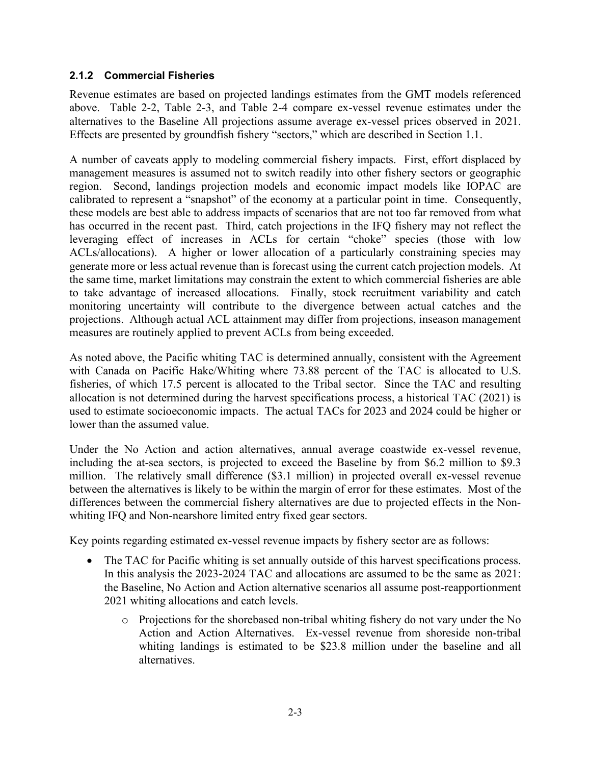### 2.1.2 Commercial Fisheries

Revenue estimates are based on projected landings estimates from the GMT models referenced above. Table 2-2, Table 2-3, and Table 2-4 compare ex-vessel revenue estimates under the alternatives to the Baseline All projections assume average ex-vessel prices observed in 2021. Effects are presented by groundfish fishery "sectors," which are described in Section 1.1.

A number of caveats apply to modeling commercial fishery impacts. First, effort displaced by management measures is assumed not to switch readily into other fishery sectors or geographic region. Second, landings projection models and economic impact models like IOPAC are calibrated to represent a "snapshot" of the economy at a particular point in time. Consequently, these models are best able to address impacts of scenarios that are not too far removed from what has occurred in the recent past. Third, catch projections in the IFQ fishery may not reflect the leveraging effect of increases in ACLs for certain "choke" species (those with low ACLs/allocations). A higher or lower allocation of a particularly constraining species may generate more or less actual revenue than is forecast using the current catch projection models. At the same time, market limitations may constrain the extent to which commercial fisheries are able to take advantage of increased allocations. Finally, stock recruitment variability and catch monitoring uncertainty will contribute to the divergence between actual catches and the projections. Although actual ACL attainment may differ from projections, inseason management measures are routinely applied to prevent ACLs from being exceeded.

As noted above, the Pacific whiting TAC is determined annually, consistent with the Agreement with Canada on Pacific Hake/Whiting where 73.88 percent of the TAC is allocated to U.S. fisheries, of which 17.5 percent is allocated to the Tribal sector. Since the TAC and resulting allocation is not determined during the harvest specifications process, a historical TAC (2021) is used to estimate socioeconomic impacts. The actual TACs for 2023 and 2024 could be higher or lower than the assumed value.

Under the No Action and action alternatives, annual average coastwide ex-vessel revenue, including the at-sea sectors, is projected to exceed the Baseline by from $6.2 million to $9.3 million. The relatively small difference ($3.1 million) in projected overall ex-vessel revenue between the alternatives is likely to be within the margin of error for these estimates. Most of the differences between the commercial fishery alternatives are due to projected effects in the Non-whiting IFQ and Non-nearshore limited entry fixed gear sectors.

Key points regarding estimated ex-vessel revenue impacts by fishery sector are as follows:

- The TAC for Pacific whiting is set annually outside of this harvest specifications process. In this analysis the 2023-2024 TAC and allocations are assumed to be the same as 2021: the Baseline, No Action and Action alternative scenarios all assume post-reapportionment 2021 whiting allocations and catch levels.
  - Projections for the shorebased non-tribal whiting fishery do not vary under the No Action and Action Alternatives. Ex-vessel revenue from shoreside non-tribal whiting landings is estimated to be $23.8 million under the baseline and all alternatives.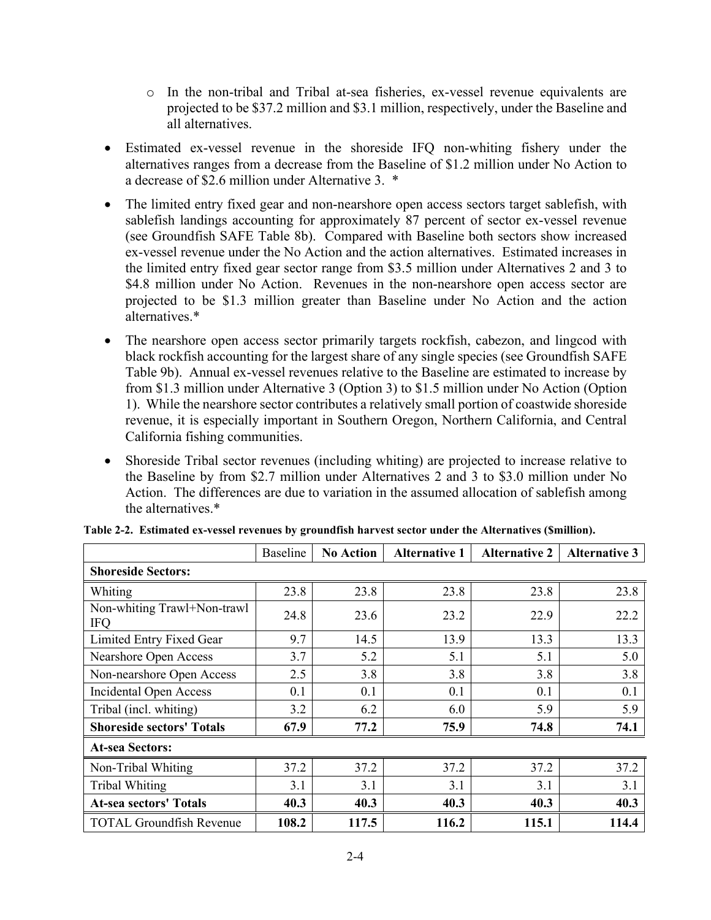- In the non-tribal and Tribal at-sea fisheries, ex-vessel revenue equivalents are projected to be $37.2 million and $3.1 million, respectively, under the Baseline and all alternatives.

- Estimated ex-vessel revenue in the shoreside IFQ non-whiting fishery under the alternatives ranges from a decrease from the Baseline of $1.2 million under No Action to a decrease of $2.6 million under Alternative 3. *

- The limited entry fixed gear and non-nearshore open access sectors target sablefish, with sablefish landings accounting for approximately 87 percent of sector ex-vessel revenue (see Groundfish SAFE Table 8b). Compared with Baseline both sectors show increased ex-vessel revenue under the No Action and the action alternatives. Estimated increases in the limited entry fixed gear sector range from $3.5 million under Alternatives 2 and 3 to $4.8 million under No Action. Revenues in the non-nearshore open access sector are projected to be $1.3 million greater than Baseline under No Action and the action alternatives.*

- The nearshore open access sector primarily targets rockfish, cabezon, and lingcod with black rockfish accounting for the largest share of any single species (see Groundfish SAFE Table 9b). Annual ex-vessel revenues relative to the Baseline are estimated to increase by from $1.3 million under Alternative 3 (Option 3) to $1.5 million under No Action (Option 1). While the nearshore sector contributes a relatively small portion of coastwide shoreside revenue, it is especially important in Southern Oregon, Northern California, and Central California fishing communities.

- Shoreside Tribal sector revenues (including whiting) are projected to increase relative to the Baseline by from $2.7 million under Alternatives 2 and 3 to $3.0 million under No Action. The differences are due to variation in the assumed allocation of sablefish among the alternatives.*

**Table 2-2. Estimated ex-vessel revenues by groundfish harvest sector under the Alternatives ($million).**

| | Baseline | **No Action** | **Alternative 1** | **Alternative 2** | **Alternative 3** |
|---|---|---|---|---|---|
| **Shoreside Sectors:** | | | | | |
| Whiting | 23.8 | 23.8 | 23.8 | 23.8 | 23.8 |
| Non-whiting Trawl+Non-trawl IFQ | 24.8 | 23.6 | 23.2 | 22.9 | 22.2 |
| Limited Entry Fixed Gear | 9.7 | 14.5 | 13.9 | 13.3 | 13.3 |
| Nearshore Open Access | 3.7 | 5.2 | 5.1 | 5.1 | 5.0 |
| Non-nearshore Open Access | 2.5 | 3.8 | 3.8 | 3.8 | 3.8 |
| Incidental Open Access | 0.1 | 0.1 | 0.1 | 0.1 | 0.1 |
| Tribal (incl. whiting) | 3.2 | 6.2 | 6.0 | 5.9 | 5.9 |
| **Shoreside sectors' Totals** | **67.9** | **77.2** | **75.9** | **74.8** | **74.1** |
| **At-sea Sectors:** | | | | | |
| Non-Tribal Whiting | 37.2 | 37.2 | 37.2 | 37.2 | 37.2 |
| Tribal Whiting | 3.1 | 3.1 | 3.1 | 3.1 | 3.1 |
| **At-sea sectors' Totals** | **40.3** | **40.3** | **40.3** | **40.3** | **40.3** |
| TOTAL Groundfish Revenue | **108.2** | **117.5** | **116.2** | **115.1** | **114.4** |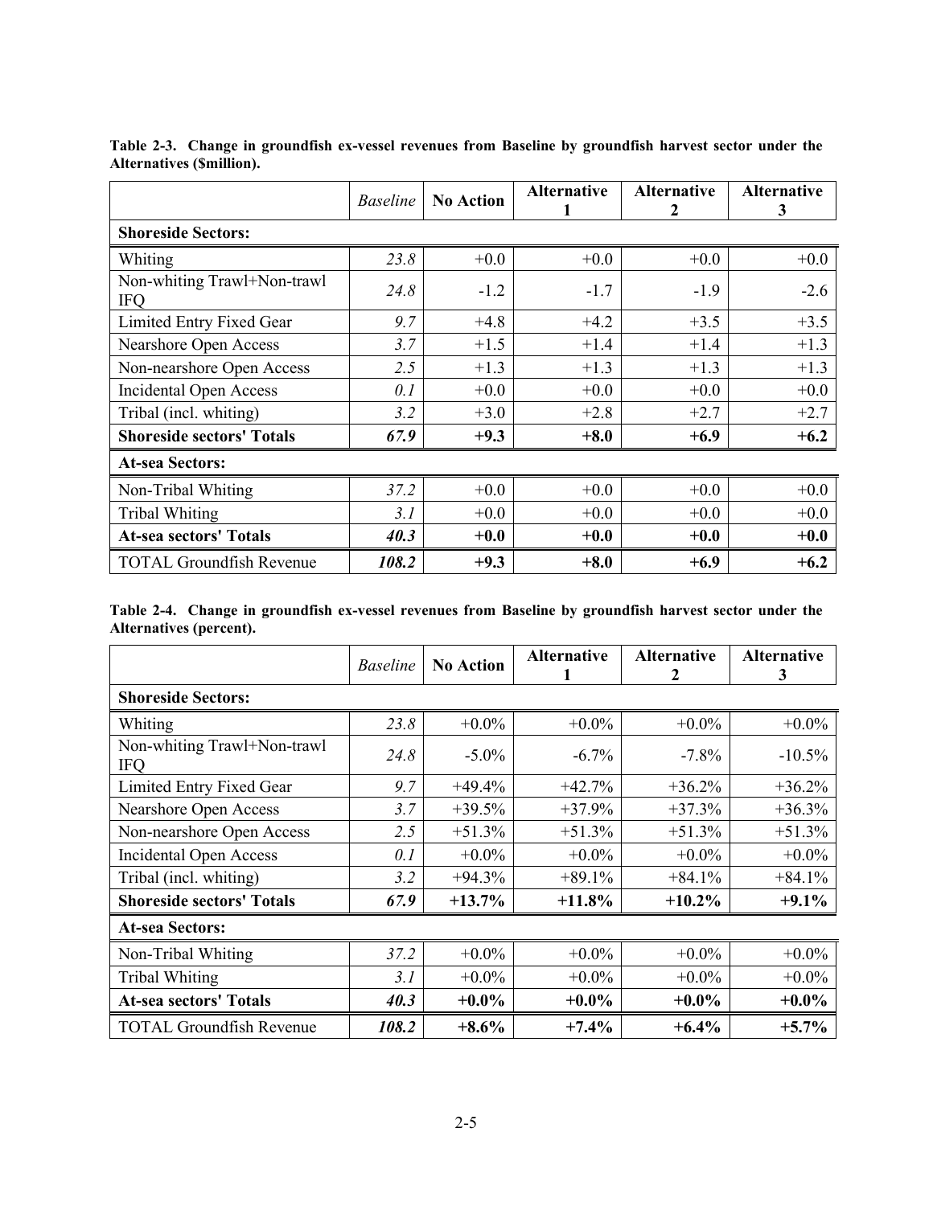**Table 2-3. Change in groundfish ex-vessel revenues from Baseline by groundfish harvest sector under the Alternatives ($million).**

| | *Baseline* | **No Action** | **Alternative 1** | **Alternative 2** | **Alternative 3** |
|---|---|---|---|---|---|
| **Shoreside Sectors:** | | | | | |
| Whiting | *23.8* | +0.0 | +0.0 | +0.0 | +0.0 |
| Non-whiting Trawl+Non-trawl IFQ | *24.8* | -1.2 | -1.7 | -1.9 | -2.6 |
| Limited Entry Fixed Gear | *9.7* | +4.8 | +4.2 | +3.5 | +3.5 |
| Nearshore Open Access | *3.7* | +1.5 | +1.4 | +1.4 | +1.3 |
| Non-nearshore Open Access | *2.5* | +1.3 | +1.3 | +1.3 | +1.3 |
| Incidental Open Access | *0.1* | +0.0 | +0.0 | +0.0 | +0.0 |
| Tribal (incl. whiting) | *3.2* | +3.0 | +2.8 | +2.7 | +2.7 |
| **Shoreside sectors' Totals** | ***67.9*** | **+9.3** | **+8.0** | **+6.9** | **+6.2** |
| **At-sea Sectors:** | | | | | |
| Non-Tribal Whiting | *37.2* | +0.0 | +0.0 | +0.0 | +0.0 |
| Tribal Whiting | *3.1* | +0.0 | +0.0 | +0.0 | +0.0 |
| **At-sea sectors' Totals** | ***40.3*** | **+0.0** | **+0.0** | **+0.0** | **+0.0** |
| TOTAL Groundfish Revenue | ***108.2*** | **+9.3** | **+8.0** | **+6.9** | **+6.2** |

**Table 2-4. Change in groundfish ex-vessel revenues from Baseline by groundfish harvest sector under the Alternatives (percent).**

| | *Baseline* | **No Action** | **Alternative 1** | **Alternative 2** | **Alternative 3** |
|---|---|---|---|---|---|
| **Shoreside Sectors:** | | | | | |
| Whiting | *23.8* | +0.0% | +0.0% | +0.0% | +0.0% |
| Non-whiting Trawl+Non-trawl IFQ | *24.8* | -5.0% | -6.7% | -7.8% | -10.5% |
| Limited Entry Fixed Gear | *9.7* | +49.4% | +42.7% | +36.2% | +36.2% |
| Nearshore Open Access | *3.7* | +39.5% | +37.9% | +37.3% | +36.3% |
| Non-nearshore Open Access | *2.5* | +51.3% | +51.3% | +51.3% | +51.3% |
| Incidental Open Access | *0.1* | +0.0% | +0.0% | +0.0% | +0.0% |
| Tribal (incl. whiting) | *3.2* | +94.3% | +89.1% | +84.1% | +84.1% |
| **Shoreside sectors' Totals** | ***67.9*** | **+13.7%** | **+11.8%** | **+10.2%** | **+9.1%** |
| **At-sea Sectors:** | | | | | |
| Non-Tribal Whiting | *37.2* | +0.0% | +0.0% | +0.0% | +0.0% |
| Tribal Whiting | *3.1* | +0.0% | +0.0% | +0.0% | +0.0% |
| **At-sea sectors' Totals** | ***40.3*** | **+0.0%** | **+0.0%** | **+0.0%** | **+0.0%** |
| TOTAL Groundfish Revenue | ***108.2*** | **+8.6%** | **+7.4%** | **+6.4%** | **+5.7%** |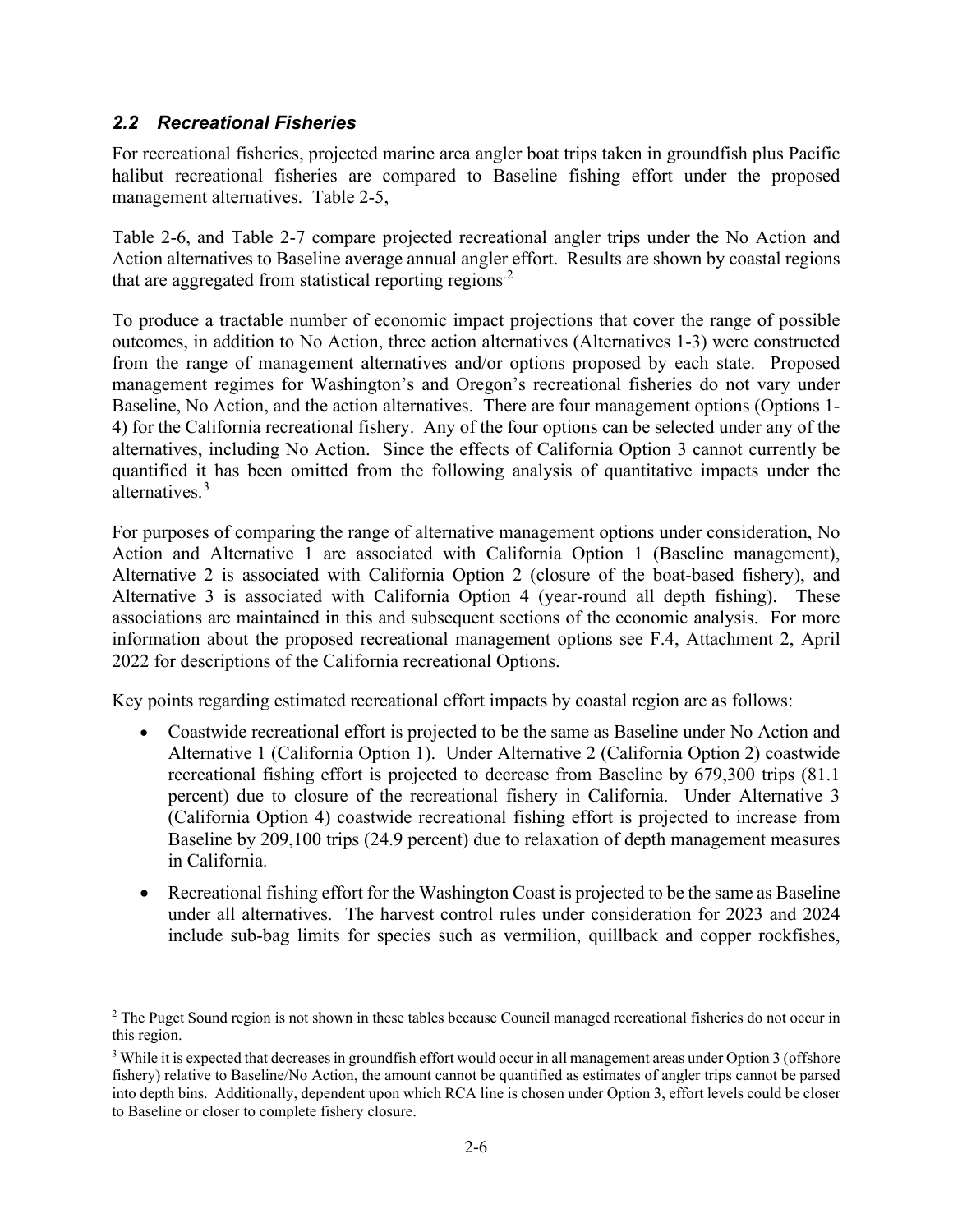### *2.2 Recreational Fisheries*

For recreational fisheries, projected marine area angler boat trips taken in groundfish plus Pacific halibut recreational fisheries are compared to Baseline fishing effort under the proposed management alternatives. Table 2-5,

Table 2-6, and Table 2-7 compare projected recreational angler trips under the No Action and Action alternatives to Baseline average annual angler effort. Results are shown by coastal regions that are aggregated from statistical reporting regions.[2]

To produce a tractable number of economic impact projections that cover the range of possible outcomes, in addition to No Action, three action alternatives (Alternatives 1-3) were constructed from the range of management alternatives and/or options proposed by each state. Proposed management regimes for Washington's and Oregon's recreational fisheries do not vary under Baseline, No Action, and the action alternatives. There are four management options (Options 1-4) for the California recreational fishery. Any of the four options can be selected under any of the alternatives, including No Action. Since the effects of California Option 3 cannot currently be quantified it has been omitted from the following analysis of quantitative impacts under the alternatives.[3]

For purposes of comparing the range of alternative management options under consideration, No Action and Alternative 1 are associated with California Option 1 (Baseline management), Alternative 2 is associated with California Option 2 (closure of the boat-based fishery), and Alternative 3 is associated with California Option 4 (year-round all depth fishing). These associations are maintained in this and subsequent sections of the economic analysis. For more information about the proposed recreational management options see F.4, Attachment 2, April 2022 for descriptions of the California recreational Options.

Key points regarding estimated recreational effort impacts by coastal region are as follows:

- Coastwide recreational effort is projected to be the same as Baseline under No Action and Alternative 1 (California Option 1). Under Alternative 2 (California Option 2) coastwide recreational fishing effort is projected to decrease from Baseline by 679,300 trips (81.1 percent) due to closure of the recreational fishery in California. Under Alternative 3 (California Option 4) coastwide recreational fishing effort is projected to increase from Baseline by 209,100 trips (24.9 percent) due to relaxation of depth management measures in California.
- Recreational fishing effort for the Washington Coast is projected to be the same as Baseline under all alternatives. The harvest control rules under consideration for 2023 and 2024 include sub-bag limits for species such as vermilion, quillback and copper rockfishes,

[2] The Puget Sound region is not shown in these tables because Council managed recreational fisheries do not occur in this region.

[3] While it is expected that decreases in groundfish effort would occur in all management areas under Option 3 (offshore fishery) relative to Baseline/No Action, the amount cannot be quantified as estimates of angler trips cannot be parsed into depth bins. Additionally, dependent upon which RCA line is chosen under Option 3, effort levels could be closer to Baseline or closer to complete fishery closure.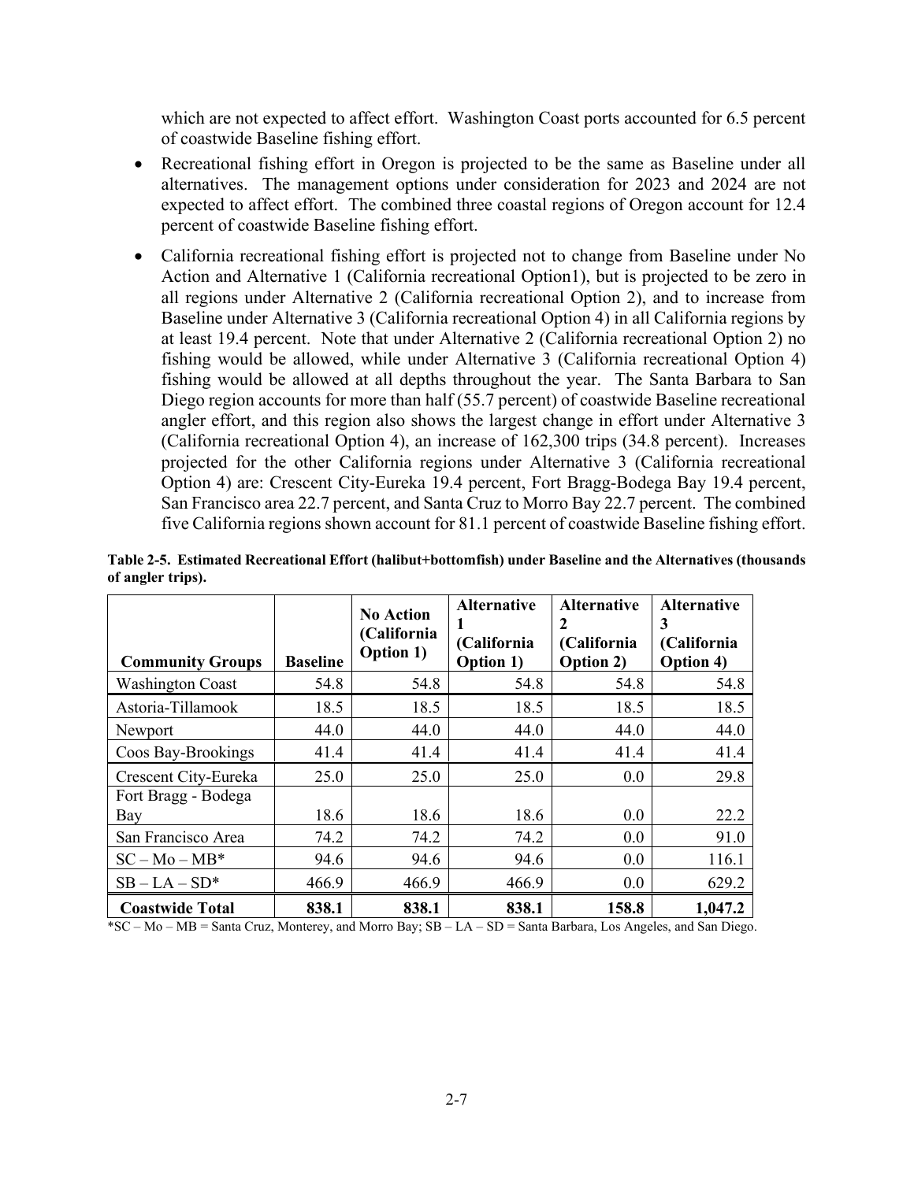which are not expected to affect effort. Washington Coast ports accounted for 6.5 percent of coastwide Baseline fishing effort.

- Recreational fishing effort in Oregon is projected to be the same as Baseline under all alternatives. The management options under consideration for 2023 and 2024 are not expected to affect effort. The combined three coastal regions of Oregon account for 12.4 percent of coastwide Baseline fishing effort.
- California recreational fishing effort is projected not to change from Baseline under No Action and Alternative 1 (California recreational Option1), but is projected to be zero in all regions under Alternative 2 (California recreational Option 2), and to increase from Baseline under Alternative 3 (California recreational Option 4) in all California regions by at least 19.4 percent. Note that under Alternative 2 (California recreational Option 2) no fishing would be allowed, while under Alternative 3 (California recreational Option 4) fishing would be allowed at all depths throughout the year. The Santa Barbara to San Diego region accounts for more than half (55.7 percent) of coastwide Baseline recreational angler effort, and this region also shows the largest change in effort under Alternative 3 (California recreational Option 4), an increase of 162,300 trips (34.8 percent). Increases projected for the other California regions under Alternative 3 (California recreational Option 4) are: Crescent City-Eureka 19.4 percent, Fort Bragg-Bodega Bay 19.4 percent, San Francisco area 22.7 percent, and Santa Cruz to Morro Bay 22.7 percent. The combined five California regions shown account for 81.1 percent of coastwide Baseline fishing effort.

**Table 2-5. Estimated Recreational Effort (halibut+bottomfish) under Baseline and the Alternatives (thousands of angler trips).**

| Community Groups | Baseline | No Action (California Option 1) | Alternative 1 (California Option 1) | Alternative 2 (California Option 2) | Alternative 3 (California Option 4) |
|---|---|---|---|---|---|
| Washington Coast | 54.8 | 54.8 | 54.8 | 54.8 | 54.8 |
| Astoria-Tillamook | 18.5 | 18.5 | 18.5 | 18.5 | 18.5 |
| Newport | 44.0 | 44.0 | 44.0 | 44.0 | 44.0 |
| Coos Bay-Brookings | 41.4 | 41.4 | 41.4 | 41.4 | 41.4 |
| Crescent City-Eureka | 25.0 | 25.0 | 25.0 | 0.0 | 29.8 |
| Fort Bragg - Bodega Bay | 18.6 | 18.6 | 18.6 | 0.0 | 22.2 |
| San Francisco Area | 74.2 | 74.2 | 74.2 | 0.0 | 91.0 |
| SC – Mo – MB* | 94.6 | 94.6 | 94.6 | 0.0 | 116.1 |
| SB – LA – SD* | 466.9 | 466.9 | 466.9 | 0.0 | 629.2 |
| **Coastwide Total** | **838.1** | **838.1** | **838.1** | **158.8** | **1,047.2** |

*SC – Mo – MB = Santa Cruz, Monterey, and Morro Bay; SB – LA – SD = Santa Barbara, Los Angeles, and San Diego.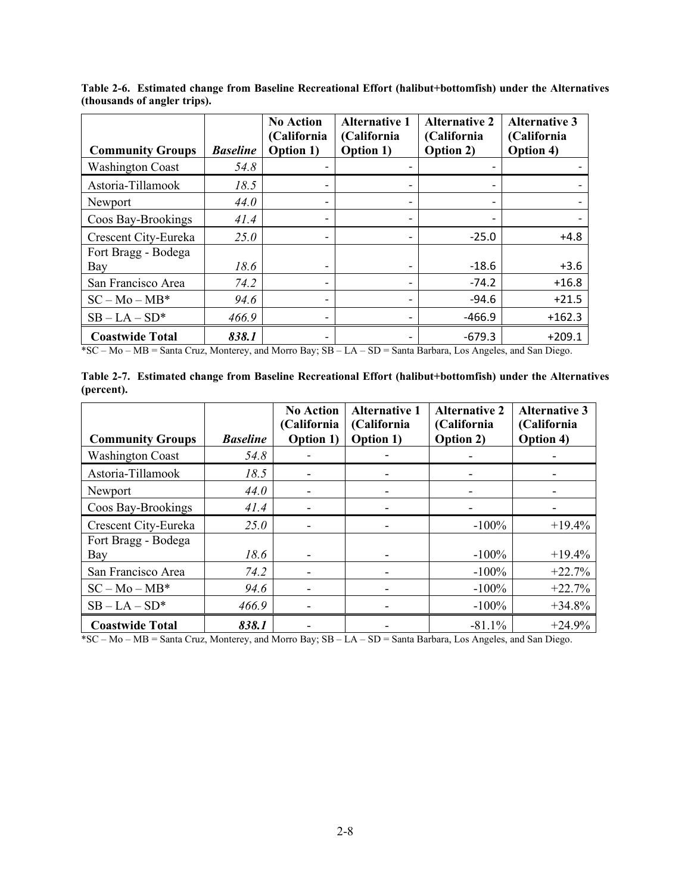**Table 2-6. Estimated change from Baseline Recreational Effort (halibut+bottomfish) under the Alternatives (thousands of angler trips).**

| Community Groups | *Baseline* | No Action (California Option 1) | Alternative 1 (California Option 1) | Alternative 2 (California Option 2) | Alternative 3 (California Option 4) |
|---|---|---|---|---|---|
| Washington Coast | *54.8* | - | - | - | - |
| Astoria-Tillamook | *18.5* | - | - | - | - |
| Newport | *44.0* | - | - | - | - |
| Coos Bay-Brookings | *41.4* | - | - | - | - |
| Crescent City-Eureka | *25.0* | - | - | -25.0 | +4.8 |
| Fort Bragg - Bodega Bay | *18.6* | - | - | -18.6 | +3.6 |
| San Francisco Area | *74.2* | - | - | -74.2 | +16.8 |
| SC – Mo – MB* | *94.6* | - | - | -94.6 | +21.5 |
| SB – LA – SD* | *466.9* | - | - | -466.9 | +162.3 |
| **Coastwide Total** | ***838.1*** | - | - | -679.3 | +209.1 |

*SC – Mo – MB = Santa Cruz, Monterey, and Morro Bay; SB – LA – SD = Santa Barbara, Los Angeles, and San Diego.

**Table 2-7. Estimated change from Baseline Recreational Effort (halibut+bottomfish) under the Alternatives (percent).**

| Community Groups | *Baseline* | No Action (California Option 1) | Alternative 1 (California Option 1) | Alternative 2 (California Option 2) | Alternative 3 (California Option 4) |
|---|---|---|---|---|---|
| Washington Coast | *54.8* | - | - | - | - |
| Astoria-Tillamook | *18.5* | - | - | - | - |
| Newport | *44.0* | - | - | - | - |
| Coos Bay-Brookings | *41.4* | - | - | - | - |
| Crescent City-Eureka | *25.0* | - | - | -100% | +19.4% |
| Fort Bragg - Bodega Bay | *18.6* | - | - | -100% | +19.4% |
| San Francisco Area | *74.2* | - | - | -100% | +22.7% |
| SC – Mo – MB* | *94.6* | - | - | -100% | +22.7% |
| SB – LA – SD* | *466.9* | - | - | -100% | +34.8% |
| **Coastwide Total** | ***838.1*** | - | - | -81.1% | +24.9% |

*SC – Mo – MB = Santa Cruz, Monterey, and Morro Bay; SB – LA – SD = Santa Barbara, Los Angeles, and San Diego.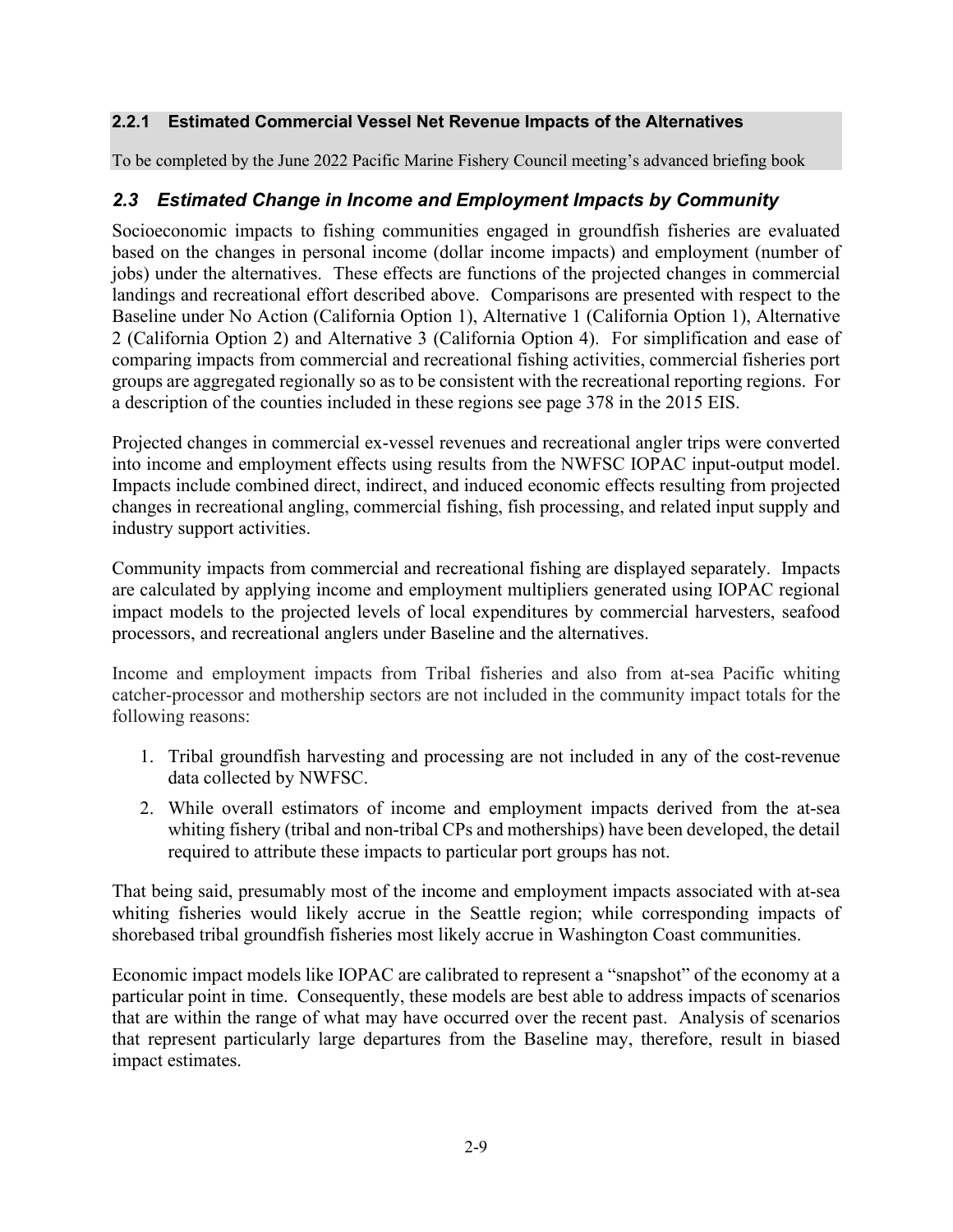### 2.2.1 Estimated Commercial Vessel Net Revenue Impacts of the Alternatives

To be completed by the June 2022 Pacific Marine Fishery Council meeting's advanced briefing book

## *2.3 Estimated Change in Income and Employment Impacts by Community*

Socioeconomic impacts to fishing communities engaged in groundfish fisheries are evaluated based on the changes in personal income (dollar income impacts) and employment (number of jobs) under the alternatives. These effects are functions of the projected changes in commercial landings and recreational effort described above. Comparisons are presented with respect to the Baseline under No Action (California Option 1), Alternative 1 (California Option 1), Alternative 2 (California Option 2) and Alternative 3 (California Option 4). For simplification and ease of comparing impacts from commercial and recreational fishing activities, commercial fisheries port groups are aggregated regionally so as to be consistent with the recreational reporting regions. For a description of the counties included in these regions see page 378 in the 2015 EIS.

Projected changes in commercial ex-vessel revenues and recreational angler trips were converted into income and employment effects using results from the NWFSC IOPAC input-output model. Impacts include combined direct, indirect, and induced economic effects resulting from projected changes in recreational angling, commercial fishing, fish processing, and related input supply and industry support activities.

Community impacts from commercial and recreational fishing are displayed separately. Impacts are calculated by applying income and employment multipliers generated using IOPAC regional impact models to the projected levels of local expenditures by commercial harvesters, seafood processors, and recreational anglers under Baseline and the alternatives.

Income and employment impacts from Tribal fisheries and also from at-sea Pacific whiting catcher-processor and mothership sectors are not included in the community impact totals for the following reasons:

1. Tribal groundfish harvesting and processing are not included in any of the cost-revenue data collected by NWFSC.
2. While overall estimators of income and employment impacts derived from the at-sea whiting fishery (tribal and non-tribal CPs and motherships) have been developed, the detail required to attribute these impacts to particular port groups has not.

That being said, presumably most of the income and employment impacts associated with at-sea whiting fisheries would likely accrue in the Seattle region; while corresponding impacts of shorebased tribal groundfish fisheries most likely accrue in Washington Coast communities.

Economic impact models like IOPAC are calibrated to represent a "snapshot" of the economy at a particular point in time. Consequently, these models are best able to address impacts of scenarios that are within the range of what may have occurred over the recent past. Analysis of scenarios that represent particularly large departures from the Baseline may, therefore, result in biased impact estimates.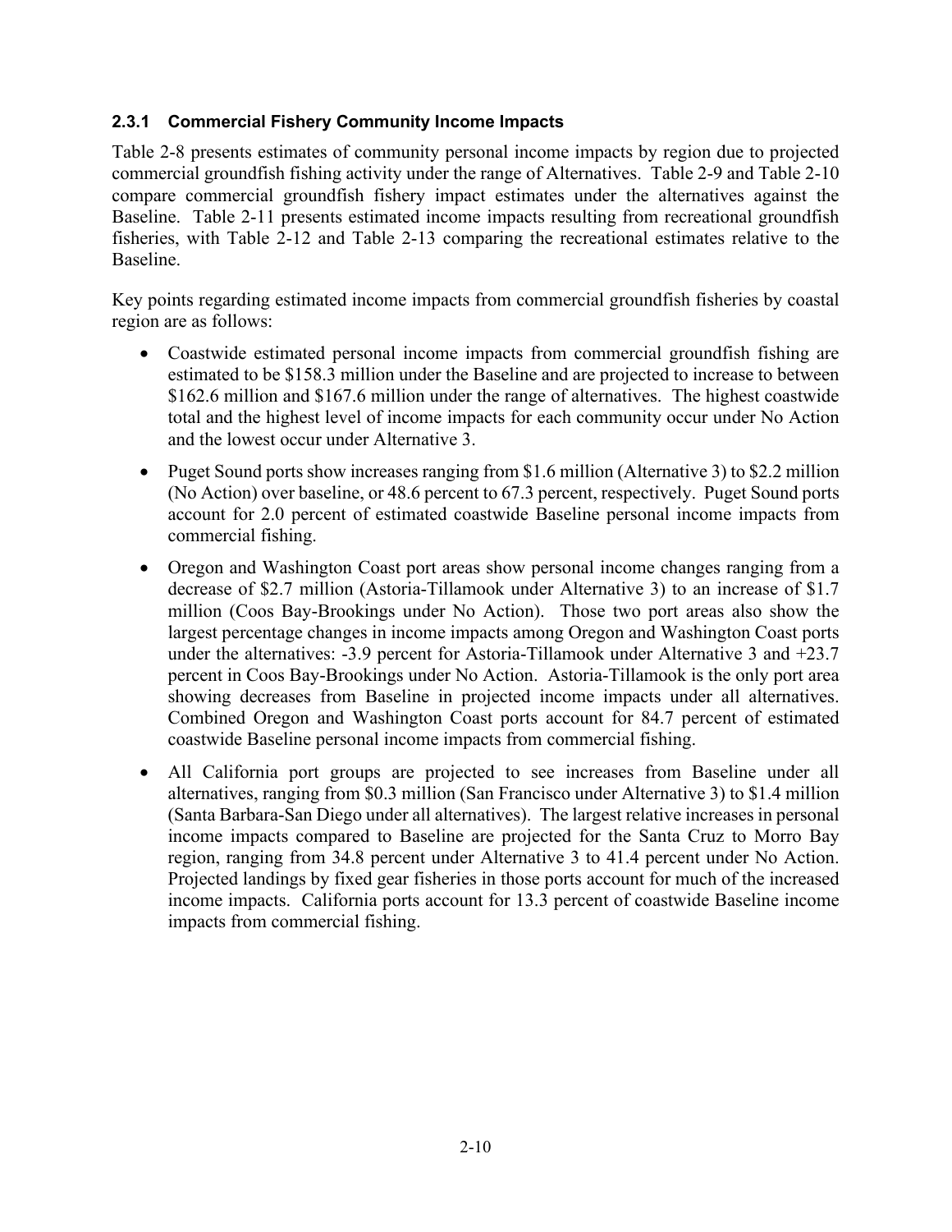### 2.3.1 Commercial Fishery Community Income Impacts

Table 2-8 presents estimates of community personal income impacts by region due to projected commercial groundfish fishing activity under the range of Alternatives. Table 2-9 and Table 2-10 compare commercial groundfish fishery impact estimates under the alternatives against the Baseline. Table 2-11 presents estimated income impacts resulting from recreational groundfish fisheries, with Table 2-12 and Table 2-13 comparing the recreational estimates relative to the Baseline.

Key points regarding estimated income impacts from commercial groundfish fisheries by coastal region are as follows:

- Coastwide estimated personal income impacts from commercial groundfish fishing are estimated to be $158.3 million under the Baseline and are projected to increase to between $162.6 million and $167.6 million under the range of alternatives. The highest coastwide total and the highest level of income impacts for each community occur under No Action and the lowest occur under Alternative 3.
- Puget Sound ports show increases ranging from $1.6 million (Alternative 3) to $2.2 million (No Action) over baseline, or 48.6 percent to 67.3 percent, respectively. Puget Sound ports account for 2.0 percent of estimated coastwide Baseline personal income impacts from commercial fishing.
- Oregon and Washington Coast port areas show personal income changes ranging from a decrease of $2.7 million (Astoria-Tillamook under Alternative 3) to an increase of $1.7 million (Coos Bay-Brookings under No Action). Those two port areas also show the largest percentage changes in income impacts among Oregon and Washington Coast ports under the alternatives: -3.9 percent for Astoria-Tillamook under Alternative 3 and +23.7 percent in Coos Bay-Brookings under No Action. Astoria-Tillamook is the only port area showing decreases from Baseline in projected income impacts under all alternatives. Combined Oregon and Washington Coast ports account for 84.7 percent of estimated coastwide Baseline personal income impacts from commercial fishing.
- All California port groups are projected to see increases from Baseline under all alternatives, ranging from $0.3 million (San Francisco under Alternative 3) to $1.4 million (Santa Barbara-San Diego under all alternatives). The largest relative increases in personal income impacts compared to Baseline are projected for the Santa Cruz to Morro Bay region, ranging from 34.8 percent under Alternative 3 to 41.4 percent under No Action. Projected landings by fixed gear fisheries in those ports account for much of the increased income impacts. California ports account for 13.3 percent of coastwide Baseline income impacts from commercial fishing.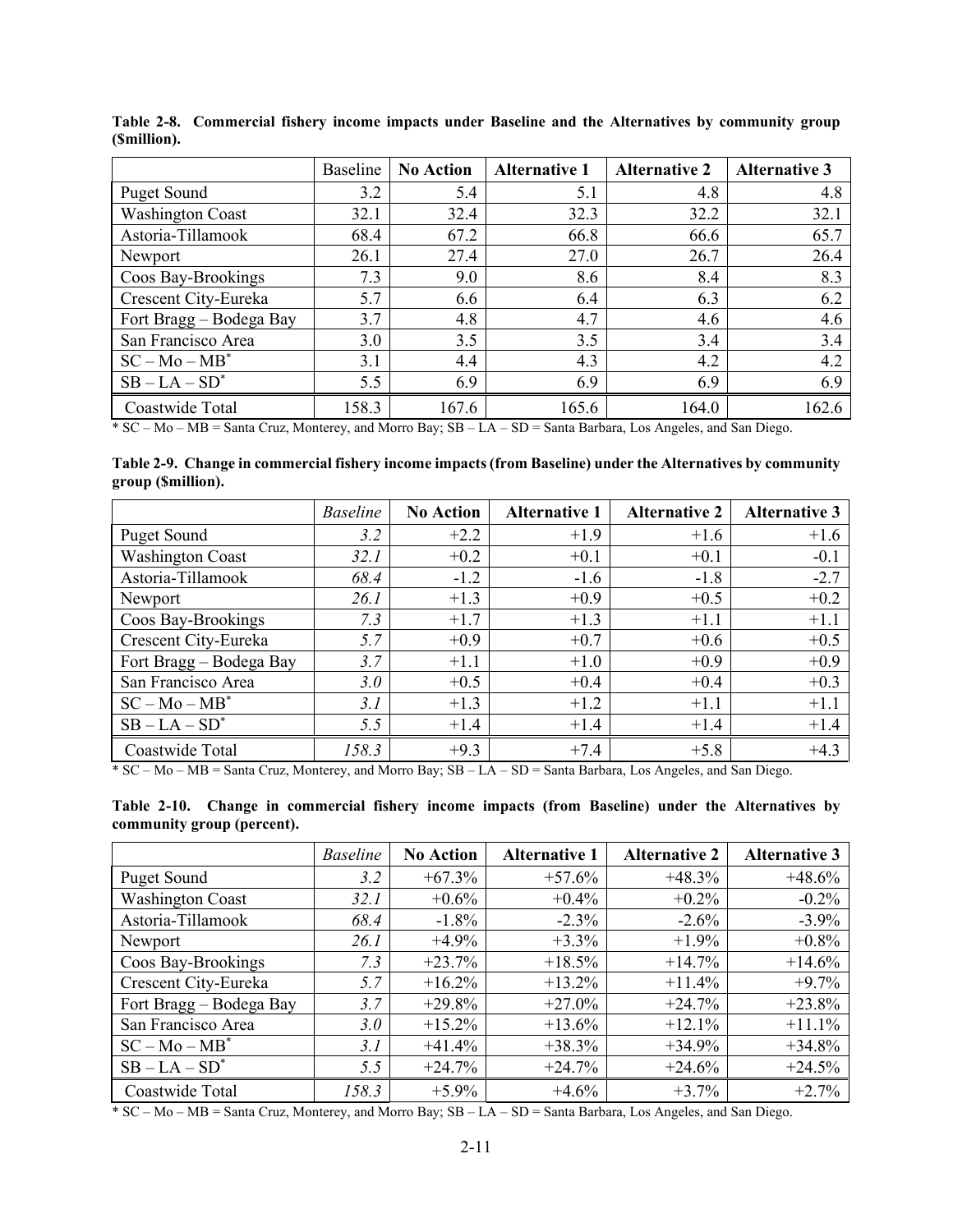**Table 2-8. Commercial fishery income impacts under Baseline and the Alternatives by community group ($million).**

| | Baseline | No Action | Alternative 1 | Alternative 2 | Alternative 3 |
|---|---|---|---|---|---|
| Puget Sound | 3.2 | 5.4 | 5.1 | 4.8 | 4.8 |
| Washington Coast | 32.1 | 32.4 | 32.3 | 32.2 | 32.1 |
| Astoria-Tillamook | 68.4 | 67.2 | 66.8 | 66.6 | 65.7 |
| Newport | 26.1 | 27.4 | 27.0 | 26.7 | 26.4 |
| Coos Bay-Brookings | 7.3 | 9.0 | 8.6 | 8.4 | 8.3 |
| Crescent City-Eureka | 5.7 | 6.6 | 6.4 | 6.3 | 6.2 |
| Fort Bragg – Bodega Bay | 3.7 | 4.8 | 4.7 | 4.6 | 4.6 |
| San Francisco Area | 3.0 | 3.5 | 3.5 | 3.4 | 3.4 |
| SC – Mo – MB* | 3.1 | 4.4 | 4.3 | 4.2 | 4.2 |
| SB – LA – SD* | 5.5 | 6.9 | 6.9 | 6.9 | 6.9 |
| Coastwide Total | 158.3 | 167.6 | 165.6 | 164.0 | 162.6 |

* SC – Mo – MB = Santa Cruz, Monterey, and Morro Bay; SB – LA – SD = Santa Barbara, Los Angeles, and San Diego.

**Table 2-9. Change in commercial fishery income impacts (from Baseline) under the Alternatives by community group ($million).**

| | *Baseline* | No Action | Alternative 1 | Alternative 2 | Alternative 3 |
|---|---|---|---|---|---|
| Puget Sound | *3.2* | +2.2 | +1.9 | +1.6 | +1.6 |
| Washington Coast | *32.1* | +0.2 | +0.1 | +0.1 | -0.1 |
| Astoria-Tillamook | *68.4* | -1.2 | -1.6 | -1.8 | -2.7 |
| Newport | *26.1* | +1.3 | +0.9 | +0.5 | +0.2 |
| Coos Bay-Brookings | *7.3* | +1.7 | +1.3 | +1.1 | +1.1 |
| Crescent City-Eureka | *5.7* | +0.9 | +0.7 | +0.6 | +0.5 |
| Fort Bragg – Bodega Bay | *3.7* | +1.1 | +1.0 | +0.9 | +0.9 |
| San Francisco Area | *3.0* | +0.5 | +0.4 | +0.4 | +0.3 |
| SC – Mo – MB* | *3.1* | +1.3 | +1.2 | +1.1 | +1.1 |
| SB – LA – SD* | *5.5* | +1.4 | +1.4 | +1.4 | +1.4 |
| Coastwide Total | *158.3* | +9.3 | +7.4 | +5.8 | +4.3 |

* SC – Mo – MB = Santa Cruz, Monterey, and Morro Bay; SB – LA – SD = Santa Barbara, Los Angeles, and San Diego.

**Table 2-10. Change in commercial fishery income impacts (from Baseline) under the Alternatives by community group (percent).**

| | *Baseline* | No Action | Alternative 1 | Alternative 2 | Alternative 3 |
|---|---|---|---|---|---|
| Puget Sound | *3.2* | +67.3% | +57.6% | +48.3% | +48.6% |
| Washington Coast | *32.1* | +0.6% | +0.4% | +0.2% | -0.2% |
| Astoria-Tillamook | *68.4* | -1.8% | -2.3% | -2.6% | -3.9% |
| Newport | *26.1* | +4.9% | +3.3% | +1.9% | +0.8% |
| Coos Bay-Brookings | *7.3* | +23.7% | +18.5% | +14.7% | +14.6% |
| Crescent City-Eureka | *5.7* | +16.2% | +13.2% | +11.4% | +9.7% |
| Fort Bragg – Bodega Bay | *3.7* | +29.8% | +27.0% | +24.7% | +23.8% |
| San Francisco Area | *3.0* | +15.2% | +13.6% | +12.1% | +11.1% |
| SC – Mo – MB* | *3.1* | +41.4% | +38.3% | +34.9% | +34.8% |
| SB – LA – SD* | *5.5* | +24.7% | +24.7% | +24.6% | +24.5% |
| Coastwide Total | *158.3* | +5.9% | +4.6% | +3.7% | +2.7% |

* SC – Mo – MB = Santa Cruz, Monterey, and Morro Bay; SB – LA – SD = Santa Barbara, Los Angeles, and San Diego.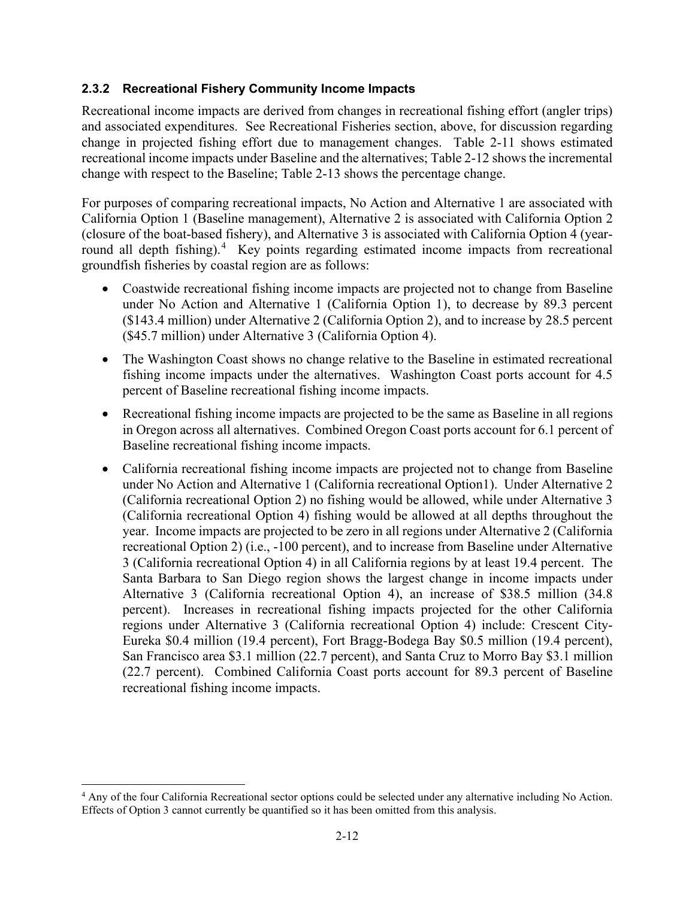### 2.3.2 Recreational Fishery Community Income Impacts

Recreational income impacts are derived from changes in recreational fishing effort (angler trips) and associated expenditures. See Recreational Fisheries section, above, for discussion regarding change in projected fishing effort due to management changes. Table 2-11 shows estimated recreational income impacts under Baseline and the alternatives; Table 2-12 shows the incremental change with respect to the Baseline; Table 2-13 shows the percentage change.

For purposes of comparing recreational impacts, No Action and Alternative 1 are associated with California Option 1 (Baseline management), Alternative 2 is associated with California Option 2 (closure of the boat-based fishery), and Alternative 3 is associated with California Option 4 (year-round all depth fishing).[4] Key points regarding estimated income impacts from recreational groundfish fisheries by coastal region are as follows:

- Coastwide recreational fishing income impacts are projected not to change from Baseline under No Action and Alternative 1 (California Option 1), to decrease by 89.3 percent ($143.4 million) under Alternative 2 (California Option 2), and to increase by 28.5 percent ($45.7 million) under Alternative 3 (California Option 4).
- The Washington Coast shows no change relative to the Baseline in estimated recreational fishing income impacts under the alternatives. Washington Coast ports account for 4.5 percent of Baseline recreational fishing income impacts.
- Recreational fishing income impacts are projected to be the same as Baseline in all regions in Oregon across all alternatives. Combined Oregon Coast ports account for 6.1 percent of Baseline recreational fishing income impacts.
- California recreational fishing income impacts are projected not to change from Baseline under No Action and Alternative 1 (California recreational Option1). Under Alternative 2 (California recreational Option 2) no fishing would be allowed, while under Alternative 3 (California recreational Option 4) fishing would be allowed at all depths throughout the year. Income impacts are projected to be zero in all regions under Alternative 2 (California recreational Option 2) (i.e., -100 percent), and to increase from Baseline under Alternative 3 (California recreational Option 4) in all California regions by at least 19.4 percent. The Santa Barbara to San Diego region shows the largest change in income impacts under Alternative 3 (California recreational Option 4), an increase of $38.5 million (34.8 percent). Increases in recreational fishing impacts projected for the other California regions under Alternative 3 (California recreational Option 4) include: Crescent City-Eureka $0.4 million (19.4 percent), Fort Bragg-Bodega Bay $0.5 million (19.4 percent), San Francisco area $3.1 million (22.7 percent), and Santa Cruz to Morro Bay $3.1 million (22.7 percent). Combined California Coast ports account for 89.3 percent of Baseline recreational fishing income impacts.

[4] Any of the four California Recreational sector options could be selected under any alternative including No Action. Effects of Option 3 cannot currently be quantified so it has been omitted from this analysis.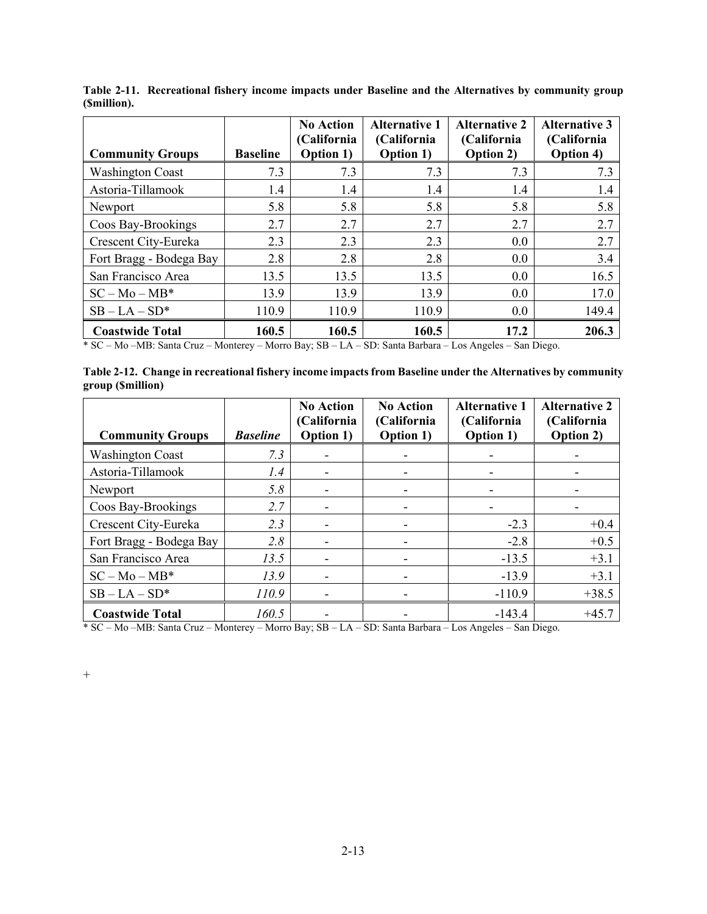**Table 2-11. Recreational fishery income impacts under Baseline and the Alternatives by community group ($million).**

| Community Groups | Baseline | No Action (California Option 1) | Alternative 1 (California Option 1) | Alternative 2 (California Option 2) | Alternative 3 (California Option 4) |
|---|---|---|---|---|---|
| Washington Coast | 7.3 | 7.3 | 7.3 | 7.3 | 7.3 |
| Astoria-Tillamook | 1.4 | 1.4 | 1.4 | 1.4 | 1.4 |
| Newport | 5.8 | 5.8 | 5.8 | 5.8 | 5.8 |
| Coos Bay-Brookings | 2.7 | 2.7 | 2.7 | 2.7 | 2.7 |
| Crescent City-Eureka | 2.3 | 2.3 | 2.3 | 0.0 | 2.7 |
| Fort Bragg - Bodega Bay | 2.8 | 2.8 | 2.8 | 0.0 | 3.4 |
| San Francisco Area | 13.5 | 13.5 | 13.5 | 0.0 | 16.5 |
| SC – Mo – MB* | 13.9 | 13.9 | 13.9 | 0.0 | 17.0 |
| SB – LA – SD* | 110.9 | 110.9 | 110.9 | 0.0 | 149.4 |
| **Coastwide Total** | **160.5** | **160.5** | **160.5** | **17.2** | **206.3** |

* SC – Mo –MB: Santa Cruz – Monterey – Morro Bay; SB – LA – SD: Santa Barbara – Los Angeles – San Diego.

**Table 2-12. Change in recreational fishery income impacts from Baseline under the Alternatives by community group ($million)**

| Community Groups | *Baseline* | No Action (California Option 1) | No Action (California Option 1) | Alternative 1 (California Option 1) | Alternative 2 (California Option 2) |
|---|---|---|---|---|---|
| Washington Coast | *7.3* | - | - | - | - |
| Astoria-Tillamook | *1.4* | - | - | - | - |
| Newport | *5.8* | - | - | - | - |
| Coos Bay-Brookings | *2.7* | - | - | - | - |
| Crescent City-Eureka | *2.3* | - | - | -2.3 | +0.4 |
| Fort Bragg - Bodega Bay | *2.8* | - | - | -2.8 | +0.5 |
| San Francisco Area | *13.5* | - | - | -13.5 | +3.1 |
| SC – Mo – MB* | *13.9* | - | - | -13.9 | +3.1 |
| SB – LA – SD* | *110.9* | - | - | -110.9 | +38.5 |
| **Coastwide Total** | *160.5* | - | - | -143.4 | +45.7 |

* SC – Mo –MB: Santa Cruz – Monterey – Morro Bay; SB – LA – SD: Santa Barbara – Los Angeles – San Diego.

+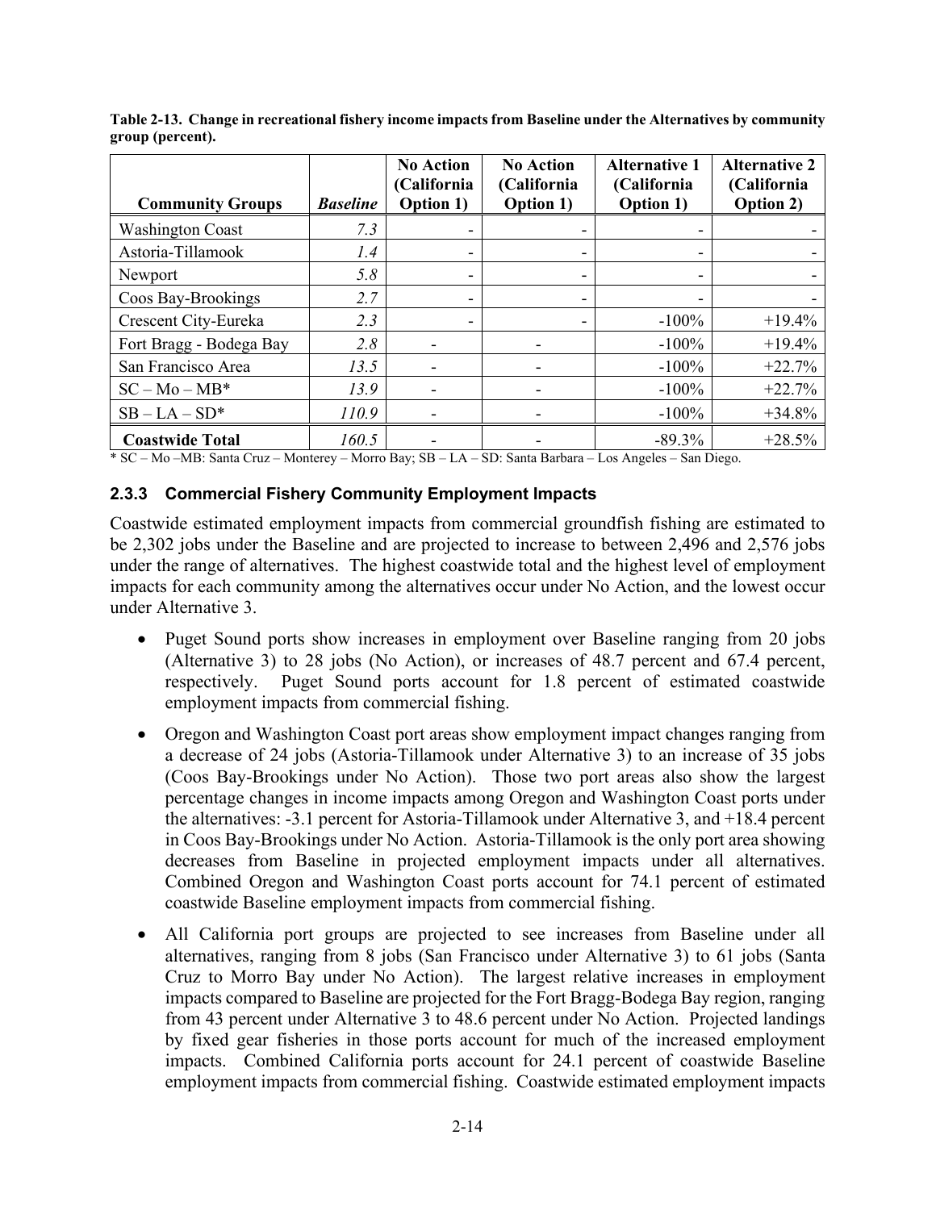**Table 2-13. Change in recreational fishery income impacts from Baseline under the Alternatives by community group (percent).**

| Community Groups | *Baseline* | No Action (California Option 1) | No Action (California Option 1) | Alternative 1 (California Option 1) | Alternative 2 (California Option 2) |
|---|---|---|---|---|---|
| Washington Coast | *7.3* | - | - | - | - |
| Astoria-Tillamook | *1.4* | - | - | - | - |
| Newport | *5.8* | - | - | - | - |
| Coos Bay-Brookings | *2.7* | - | - | - | - |
| Crescent City-Eureka | *2.3* | - | - | -100% | +19.4% |
| Fort Bragg - Bodega Bay | *2.8* | - | - | -100% | +19.4% |
| San Francisco Area | *13.5* | - | - | -100% | +22.7% |
| SC – Mo – MB* | *13.9* | - | - | -100% | +22.7% |
| SB – LA – SD* | *110.9* | - | - | -100% | +34.8% |
| **Coastwide Total** | *160.5* | - | - | -89.3% | +28.5% |

* SC – Mo –MB: Santa Cruz – Monterey – Morro Bay; SB – LA – SD: Santa Barbara – Los Angeles – San Diego.

### 2.3.3 Commercial Fishery Community Employment Impacts

Coastwide estimated employment impacts from commercial groundfish fishing are estimated to be 2,302 jobs under the Baseline and are projected to increase to between 2,496 and 2,576 jobs under the range of alternatives. The highest coastwide total and the highest level of employment impacts for each community among the alternatives occur under No Action, and the lowest occur under Alternative 3.

- Puget Sound ports show increases in employment over Baseline ranging from 20 jobs (Alternative 3) to 28 jobs (No Action), or increases of 48.7 percent and 67.4 percent, respectively. Puget Sound ports account for 1.8 percent of estimated coastwide employment impacts from commercial fishing.
- Oregon and Washington Coast port areas show employment impact changes ranging from a decrease of 24 jobs (Astoria-Tillamook under Alternative 3) to an increase of 35 jobs (Coos Bay-Brookings under No Action). Those two port areas also show the largest percentage changes in income impacts among Oregon and Washington Coast ports under the alternatives: -3.1 percent for Astoria-Tillamook under Alternative 3, and +18.4 percent in Coos Bay-Brookings under No Action. Astoria-Tillamook is the only port area showing decreases from Baseline in projected employment impacts under all alternatives. Combined Oregon and Washington Coast ports account for 74.1 percent of estimated coastwide Baseline employment impacts from commercial fishing.
- All California port groups are projected to see increases from Baseline under all alternatives, ranging from 8 jobs (San Francisco under Alternative 3) to 61 jobs (Santa Cruz to Morro Bay under No Action). The largest relative increases in employment impacts compared to Baseline are projected for the Fort Bragg-Bodega Bay region, ranging from 43 percent under Alternative 3 to 48.6 percent under No Action. Projected landings by fixed gear fisheries in those ports account for much of the increased employment impacts. Combined California ports account for 24.1 percent of coastwide Baseline employment impacts from commercial fishing. Coastwide estimated employment impacts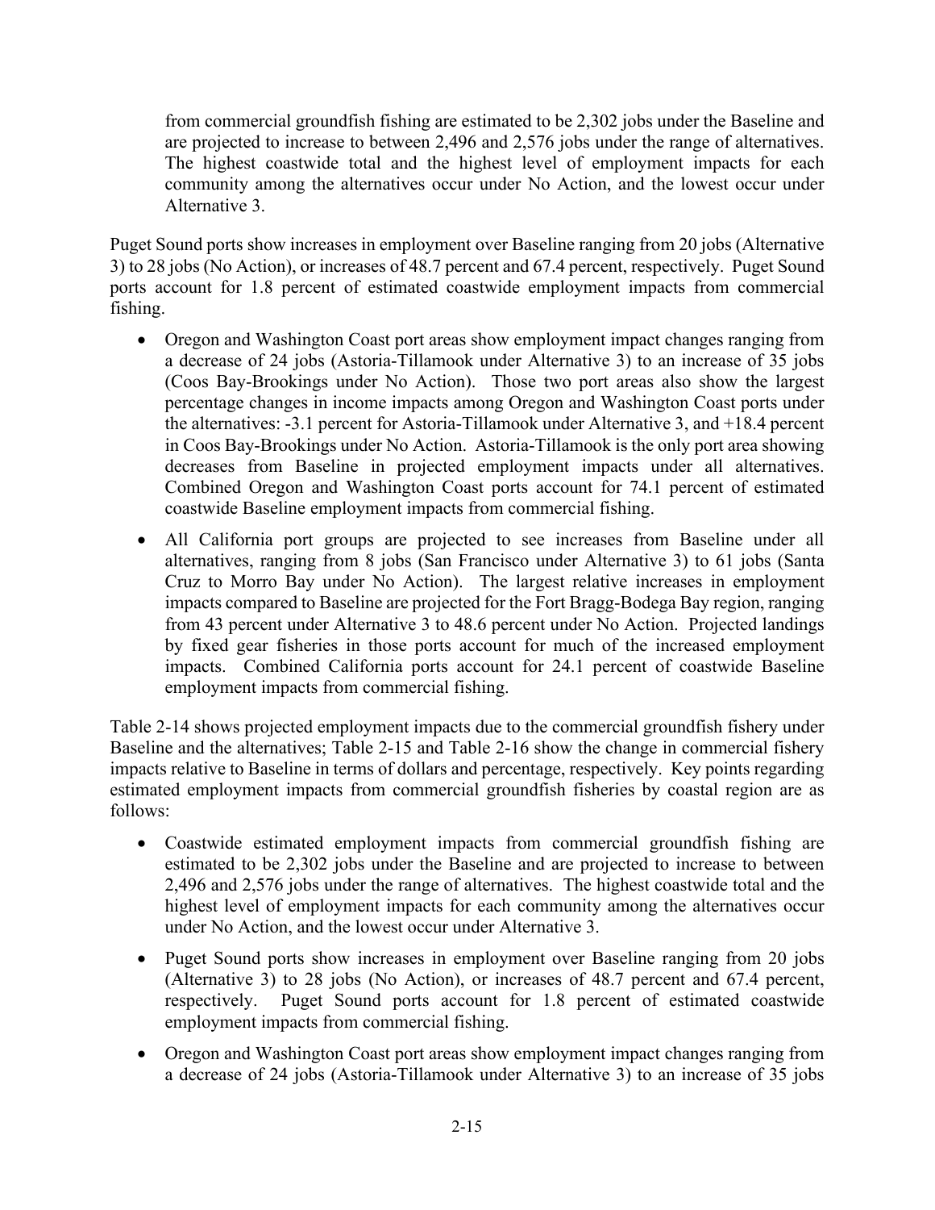from commercial groundfish fishing are estimated to be 2,302 jobs under the Baseline and are projected to increase to between 2,496 and 2,576 jobs under the range of alternatives. The highest coastwide total and the highest level of employment impacts for each community among the alternatives occur under No Action, and the lowest occur under Alternative 3.

Puget Sound ports show increases in employment over Baseline ranging from 20 jobs (Alternative 3) to 28 jobs (No Action), or increases of 48.7 percent and 67.4 percent, respectively. Puget Sound ports account for 1.8 percent of estimated coastwide employment impacts from commercial fishing.

- Oregon and Washington Coast port areas show employment impact changes ranging from a decrease of 24 jobs (Astoria-Tillamook under Alternative 3) to an increase of 35 jobs (Coos Bay-Brookings under No Action). Those two port areas also show the largest percentage changes in income impacts among Oregon and Washington Coast ports under the alternatives: -3.1 percent for Astoria-Tillamook under Alternative 3, and +18.4 percent in Coos Bay-Brookings under No Action. Astoria-Tillamook is the only port area showing decreases from Baseline in projected employment impacts under all alternatives. Combined Oregon and Washington Coast ports account for 74.1 percent of estimated coastwide Baseline employment impacts from commercial fishing.
- All California port groups are projected to see increases from Baseline under all alternatives, ranging from 8 jobs (San Francisco under Alternative 3) to 61 jobs (Santa Cruz to Morro Bay under No Action). The largest relative increases in employment impacts compared to Baseline are projected for the Fort Bragg-Bodega Bay region, ranging from 43 percent under Alternative 3 to 48.6 percent under No Action. Projected landings by fixed gear fisheries in those ports account for much of the increased employment impacts. Combined California ports account for 24.1 percent of coastwide Baseline employment impacts from commercial fishing.

Table 2-14 shows projected employment impacts due to the commercial groundfish fishery under Baseline and the alternatives; Table 2-15 and Table 2-16 show the change in commercial fishery impacts relative to Baseline in terms of dollars and percentage, respectively. Key points regarding estimated employment impacts from commercial groundfish fisheries by coastal region are as follows:

- Coastwide estimated employment impacts from commercial groundfish fishing are estimated to be 2,302 jobs under the Baseline and are projected to increase to between 2,496 and 2,576 jobs under the range of alternatives. The highest coastwide total and the highest level of employment impacts for each community among the alternatives occur under No Action, and the lowest occur under Alternative 3.
- Puget Sound ports show increases in employment over Baseline ranging from 20 jobs (Alternative 3) to 28 jobs (No Action), or increases of 48.7 percent and 67.4 percent, respectively. Puget Sound ports account for 1.8 percent of estimated coastwide employment impacts from commercial fishing.
- Oregon and Washington Coast port areas show employment impact changes ranging from a decrease of 24 jobs (Astoria-Tillamook under Alternative 3) to an increase of 35 jobs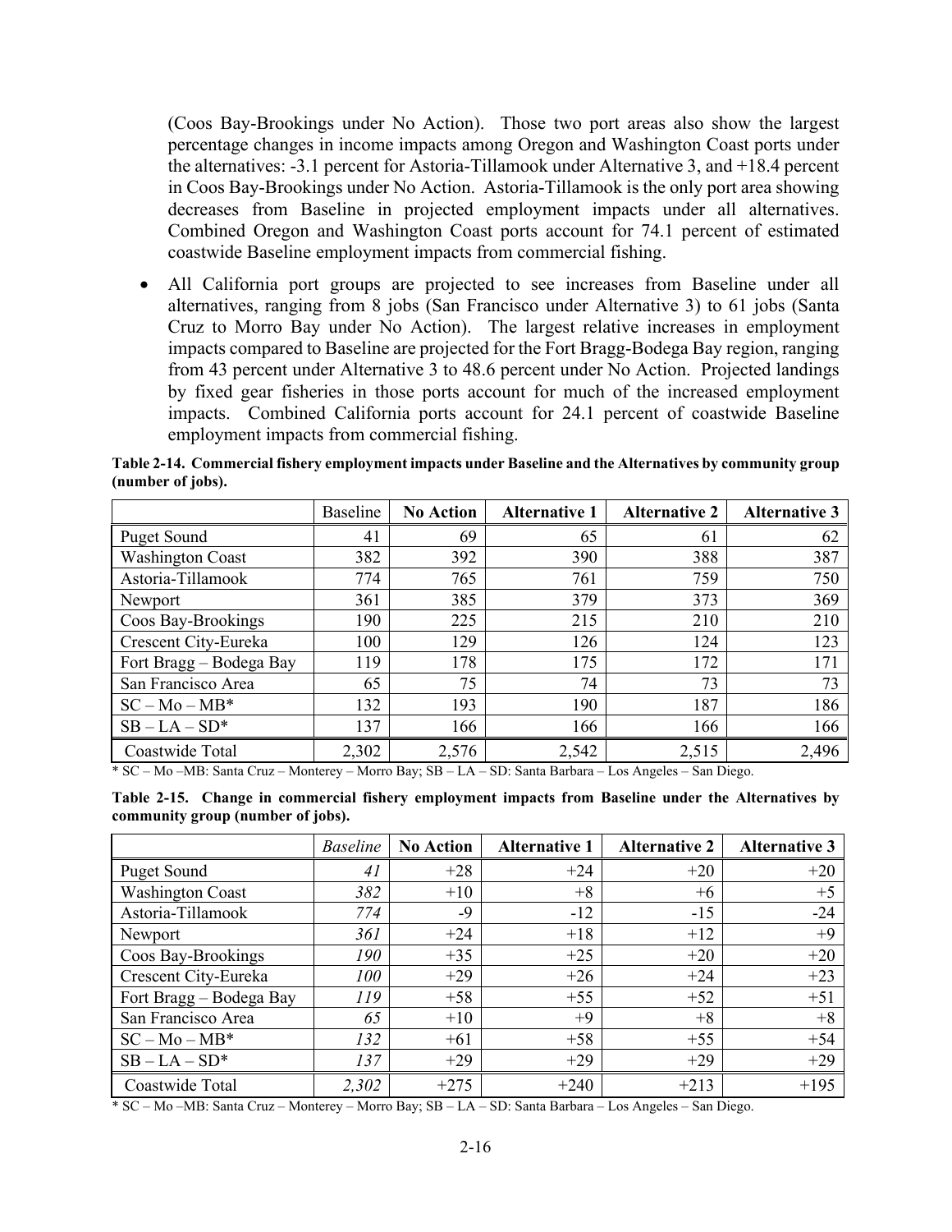(Coos Bay-Brookings under No Action). Those two port areas also show the largest percentage changes in income impacts among Oregon and Washington Coast ports under the alternatives: -3.1 percent for Astoria-Tillamook under Alternative 3, and +18.4 percent in Coos Bay-Brookings under No Action. Astoria-Tillamook is the only port area showing decreases from Baseline in projected employment impacts under all alternatives. Combined Oregon and Washington Coast ports account for 74.1 percent of estimated coastwide Baseline employment impacts from commercial fishing.

- All California port groups are projected to see increases from Baseline under all alternatives, ranging from 8 jobs (San Francisco under Alternative 3) to 61 jobs (Santa Cruz to Morro Bay under No Action). The largest relative increases in employment impacts compared to Baseline are projected for the Fort Bragg-Bodega Bay region, ranging from 43 percent under Alternative 3 to 48.6 percent under No Action. Projected landings by fixed gear fisheries in those ports account for much of the increased employment impacts. Combined California ports account for 24.1 percent of coastwide Baseline employment impacts from commercial fishing.

**Table 2-14. Commercial fishery employment impacts under Baseline and the Alternatives by community group (number of jobs).**

| | Baseline | **No Action** | **Alternative 1** | **Alternative 2** | **Alternative 3** |
|---|---|---|---|---|---|
| Puget Sound | 41 | 69 | 65 | 61 | 62 |
| Washington Coast | 382 | 392 | 390 | 388 | 387 |
| Astoria-Tillamook | 774 | 765 | 761 | 759 | 750 |
| Newport | 361 | 385 | 379 | 373 | 369 |
| Coos Bay-Brookings | 190 | 225 | 215 | 210 | 210 |
| Crescent City-Eureka | 100 | 129 | 126 | 124 | 123 |
| Fort Bragg – Bodega Bay | 119 | 178 | 175 | 172 | 171 |
| San Francisco Area | 65 | 75 | 74 | 73 | 73 |
| SC – Mo – MB* | 132 | 193 | 190 | 187 | 186 |
| SB – LA – SD* | 137 | 166 | 166 | 166 | 166 |
| Coastwide Total | 2,302 | 2,576 | 2,542 | 2,515 | 2,496 |

\* SC – Mo –MB: Santa Cruz – Monterey – Morro Bay; SB – LA – SD: Santa Barbara – Los Angeles – San Diego.

**Table 2-15. Change in commercial fishery employment impacts from Baseline under the Alternatives by community group (number of jobs).**

| | *Baseline* | **No Action** | **Alternative 1** | **Alternative 2** | **Alternative 3** |
|---|---|---|---|---|---|
| Puget Sound | *41* | +28 | +24 | +20 | +20 |
| Washington Coast | *382* | +10 | +8 | +6 | +5 |
| Astoria-Tillamook | *774* | -9 | -12 | -15 | -24 |
| Newport | *361* | +24 | +18 | +12 | +9 |
| Coos Bay-Brookings | *190* | +35 | +25 | +20 | +20 |
| Crescent City-Eureka | *100* | +29 | +26 | +24 | +23 |
| Fort Bragg – Bodega Bay | *119* | +58 | +55 | +52 | +51 |
| San Francisco Area | *65* | +10 | +9 | +8 | +8 |
| SC – Mo – MB* | *132* | +61 | +58 | +55 | +54 |
| SB – LA – SD* | *137* | +29 | +29 | +29 | +29 |
| Coastwide Total | *2,302* | +275 | +240 | +213 | +195 |

\* SC – Mo –MB: Santa Cruz – Monterey – Morro Bay; SB – LA – SD: Santa Barbara – Los Angeles – San Diego.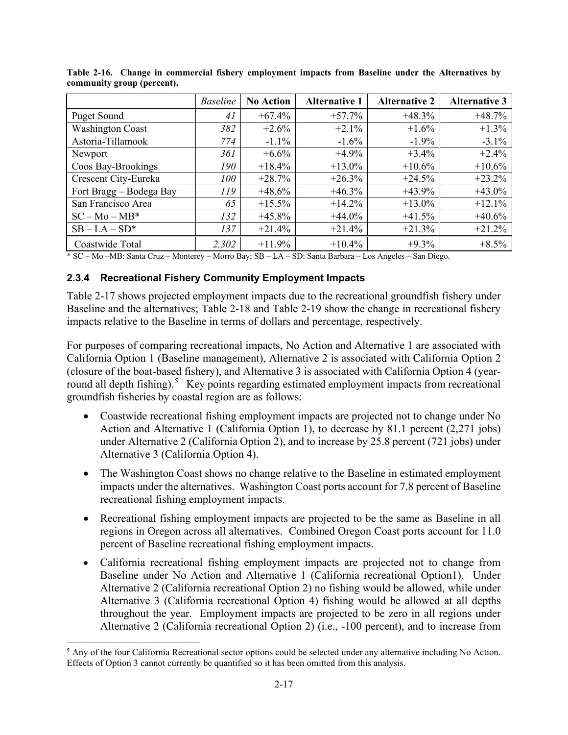**Table 2-16. Change in commercial fishery employment impacts from Baseline under the Alternatives by community group (percent).**

| | *Baseline* | **No Action** | **Alternative 1** | **Alternative 2** | **Alternative 3** |
|---|---|---|---|---|---|
| Puget Sound | *41* | +67.4% | +57.7% | +48.3% | +48.7% |
| Washington Coast | *382* | +2.6% | +2.1% | +1.6% | +1.3% |
| Astoria-Tillamook | *774* | -1.1% | -1.6% | -1.9% | -3.1% |
| Newport | *361* | +6.6% | +4.9% | +3.4% | +2.4% |
| Coos Bay-Brookings | *190* | +18.4% | +13.0% | +10.6% | +10.6% |
| Crescent City-Eureka | *100* | +28.7% | +26.3% | +24.5% | +23.2% |
| Fort Bragg – Bodega Bay | *119* | +48.6% | +46.3% | +43.9% | +43.0% |
| San Francisco Area | *65* | +15.5% | +14.2% | +13.0% | +12.1% |
| SC – Mo – MB* | *132* | +45.8% | +44.0% | +41.5% | +40.6% |
| SB – LA – SD* | *137* | +21.4% | +21.4% | +21.3% | +21.2% |
| Coastwide Total | *2,302* | +11.9% | +10.4% | +9.3% | +8.5% |

\* SC – Mo –MB: Santa Cruz – Monterey – Morro Bay; SB – LA – SD: Santa Barbara – Los Angeles – San Diego.

### 2.3.4 Recreational Fishery Community Employment Impacts

Table 2-17 shows projected employment impacts due to the recreational groundfish fishery under Baseline and the alternatives; Table 2-18 and Table 2-19 show the change in recreational fishery impacts relative to the Baseline in terms of dollars and percentage, respectively.

For purposes of comparing recreational impacts, No Action and Alternative 1 are associated with California Option 1 (Baseline management), Alternative 2 is associated with California Option 2 (closure of the boat-based fishery), and Alternative 3 is associated with California Option 4 (year-round all depth fishing).[5] Key points regarding estimated employment impacts from recreational groundfish fisheries by coastal region are as follows:

- Coastwide recreational fishing employment impacts are projected not to change under No Action and Alternative 1 (California Option 1), to decrease by 81.1 percent (2,271 jobs) under Alternative 2 (California Option 2), and to increase by 25.8 percent (721 jobs) under Alternative 3 (California Option 4).
- The Washington Coast shows no change relative to the Baseline in estimated employment impacts under the alternatives. Washington Coast ports account for 7.8 percent of Baseline recreational fishing employment impacts.
- Recreational fishing employment impacts are projected to be the same as Baseline in all regions in Oregon across all alternatives. Combined Oregon Coast ports account for 11.0 percent of Baseline recreational fishing employment impacts.
- California recreational fishing employment impacts are projected not to change from Baseline under No Action and Alternative 1 (California recreational Option1). Under Alternative 2 (California recreational Option 2) no fishing would be allowed, while under Alternative 3 (California recreational Option 4) fishing would be allowed at all depths throughout the year. Employment impacts are projected to be zero in all regions under Alternative 2 (California recreational Option 2) (i.e., -100 percent), and to increase from

[5] Any of the four California Recreational sector options could be selected under any alternative including No Action. Effects of Option 3 cannot currently be quantified so it has been omitted from this analysis.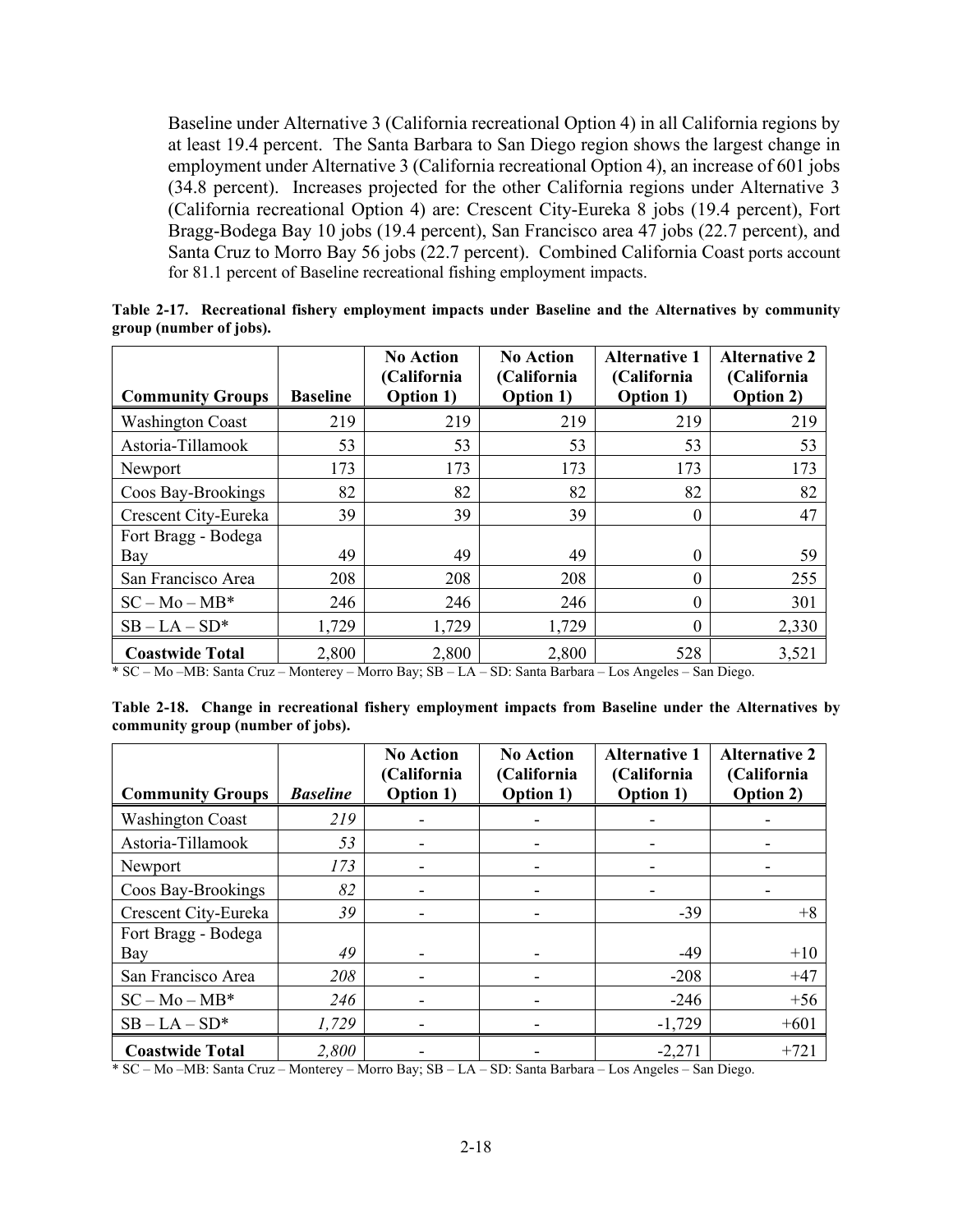Baseline under Alternative 3 (California recreational Option 4) in all California regions by at least 19.4 percent. The Santa Barbara to San Diego region shows the largest change in employment under Alternative 3 (California recreational Option 4), an increase of 601 jobs (34.8 percent). Increases projected for the other California regions under Alternative 3 (California recreational Option 4) are: Crescent City-Eureka 8 jobs (19.4 percent), Fort Bragg-Bodega Bay 10 jobs (19.4 percent), San Francisco area 47 jobs (22.7 percent), and Santa Cruz to Morro Bay 56 jobs (22.7 percent). Combined California Coast ports account for 81.1 percent of Baseline recreational fishing employment impacts.

**Table 2-17. Recreational fishery employment impacts under Baseline and the Alternatives by community group (number of jobs).**

| Community Groups | Baseline | No Action (California Option 1) | No Action (California Option 1) | Alternative 1 (California Option 1) | Alternative 2 (California Option 2) |
|---|---|---|---|---|---|
| Washington Coast | 219 | 219 | 219 | 219 | 219 |
| Astoria-Tillamook | 53 | 53 | 53 | 53 | 53 |
| Newport | 173 | 173 | 173 | 173 | 173 |
| Coos Bay-Brookings | 82 | 82 | 82 | 82 | 82 |
| Crescent City-Eureka | 39 | 39 | 39 | 0 | 47 |
| Fort Bragg - Bodega Bay | 49 | 49 | 49 | 0 | 59 |
| San Francisco Area | 208 | 208 | 208 | 0 | 255 |
| SC – Mo – MB* | 246 | 246 | 246 | 0 | 301 |
| SB – LA – SD* | 1,729 | 1,729 | 1,729 | 0 | 2,330 |
| **Coastwide Total** | 2,800 | 2,800 | 2,800 | 528 | 3,521 |

\* SC – Mo –MB: Santa Cruz – Monterey – Morro Bay; SB – LA – SD: Santa Barbara – Los Angeles – San Diego.

**Table 2-18. Change in recreational fishery employment impacts from Baseline under the Alternatives by community group (number of jobs).**

| Community Groups | *Baseline* | No Action (California Option 1) | No Action (California Option 1) | Alternative 1 (California Option 1) | Alternative 2 (California Option 2) |
|---|---|---|---|---|---|
| Washington Coast | *219* | - | - | - | - |
| Astoria-Tillamook | *53* | - | - | - | - |
| Newport | *173* | - | - | - | - |
| Coos Bay-Brookings | *82* | - | - | - | - |
| Crescent City-Eureka | *39* | - | - | -39 | +8 |
| Fort Bragg - Bodega Bay | *49* | - | - | -49 | +10 |
| San Francisco Area | *208* | - | - | -208 | +47 |
| SC – Mo – MB* | *246* | - | - | -246 | +56 |
| SB – LA – SD* | *1,729* | - | - | -1,729 | +601 |
| **Coastwide Total** | *2,800* | - | - | -2,271 | +721 |

\* SC – Mo –MB: Santa Cruz – Monterey – Morro Bay; SB – LA – SD: Santa Barbara – Los Angeles – San Diego.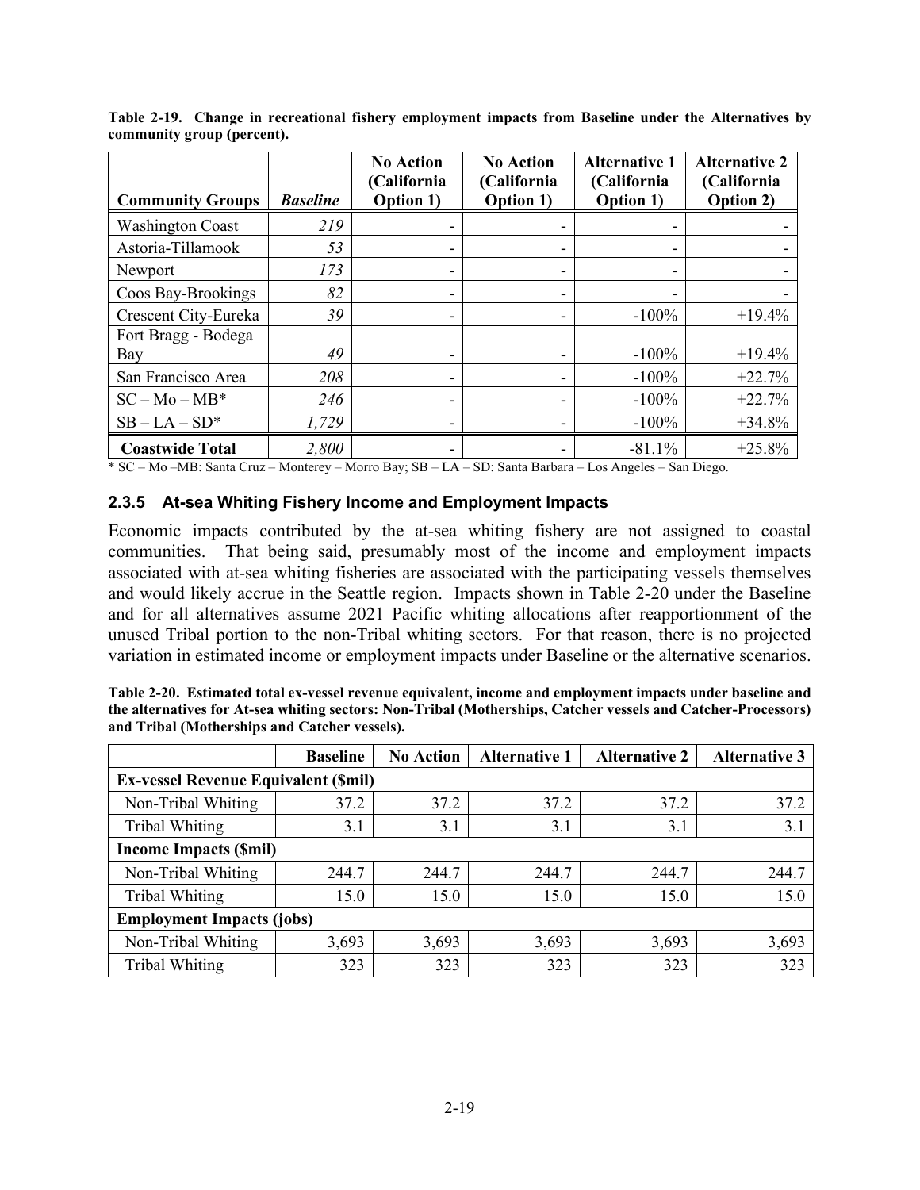**Table 2-19. Change in recreational fishery employment impacts from Baseline under the Alternatives by community group (percent).**

| Community Groups | *Baseline* | No Action (California Option 1) | No Action (California Option 1) | Alternative 1 (California Option 1) | Alternative 2 (California Option 2) |
|---|---|---|---|---|---|
| Washington Coast | *219* | - | - | - | - |
| Astoria-Tillamook | *53* | - | - | - | - |
| Newport | *173* | - | - | - | - |
| Coos Bay-Brookings | *82* | - | - | - | - |
| Crescent City-Eureka | *39* | - | - | -100% | +19.4% |
| Fort Bragg - Bodega Bay | *49* | - | - | -100% | +19.4% |
| San Francisco Area | *208* | - | - | -100% | +22.7% |
| SC – Mo – MB* | *246* | - | - | -100% | +22.7% |
| SB – LA – SD* | *1,729* | - | - | -100% | +34.8% |
| **Coastwide Total** | *2,800* | - | - | -81.1% | +25.8% |

\* SC – Mo –MB: Santa Cruz – Monterey – Morro Bay; SB – LA – SD: Santa Barbara – Los Angeles – San Diego.

### 2.3.5 At-sea Whiting Fishery Income and Employment Impacts

Economic impacts contributed by the at-sea whiting fishery are not assigned to coastal communities. That being said, presumably most of the income and employment impacts associated with at-sea whiting fisheries are associated with the participating vessels themselves and would likely accrue in the Seattle region. Impacts shown in Table 2-20 under the Baseline and for all alternatives assume 2021 Pacific whiting allocations after reapportionment of the unused Tribal portion to the non-Tribal whiting sectors. For that reason, there is no projected variation in estimated income or employment impacts under Baseline or the alternative scenarios.

**Table 2-20. Estimated total ex-vessel revenue equivalent, income and employment impacts under baseline and the alternatives for At-sea whiting sectors: Non-Tribal (Motherships, Catcher vessels and Catcher-Processors) and Tribal (Motherships and Catcher vessels).**

| | Baseline | No Action | Alternative 1 | Alternative 2 | Alternative 3 |
|---|---|---|---|---|---|
| **Ex-vessel Revenue Equivalent ($mil)** | | | | | |
| Non-Tribal Whiting | 37.2 | 37.2 | 37.2 | 37.2 | 37.2 |
| Tribal Whiting | 3.1 | 3.1 | 3.1 | 3.1 | 3.1 |
| **Income Impacts ($mil)** | | | | | |
| Non-Tribal Whiting | 244.7 | 244.7 | 244.7 | 244.7 | 244.7 |
| Tribal Whiting | 15.0 | 15.0 | 15.0 | 15.0 | 15.0 |
| **Employment Impacts (jobs)** | | | | | |
| Non-Tribal Whiting | 3,693 | 3,693 | 3,693 | 3,693 | 3,693 |
| Tribal Whiting | 323 | 323 | 323 | 323 | 323 |